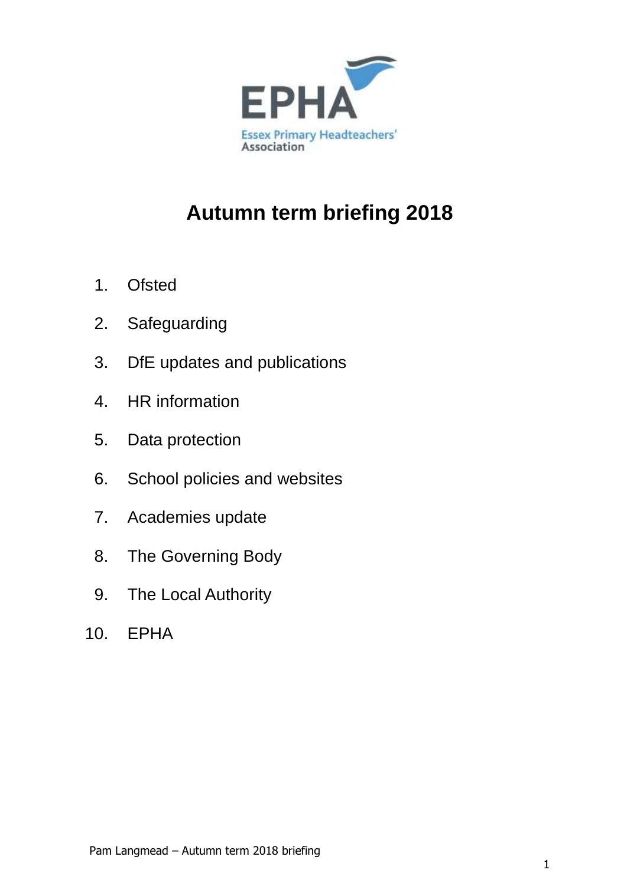EPHA

Essex Primary Headteachers' Association

# Autumn term briefing 2018

1. Ofsted
2. Safeguarding
3. DfE updates and publications
4. HR information
5. Data protection
6. School policies and websites
7. Academies update
8. The Governing Body
9. The Local Authority
10. EPHA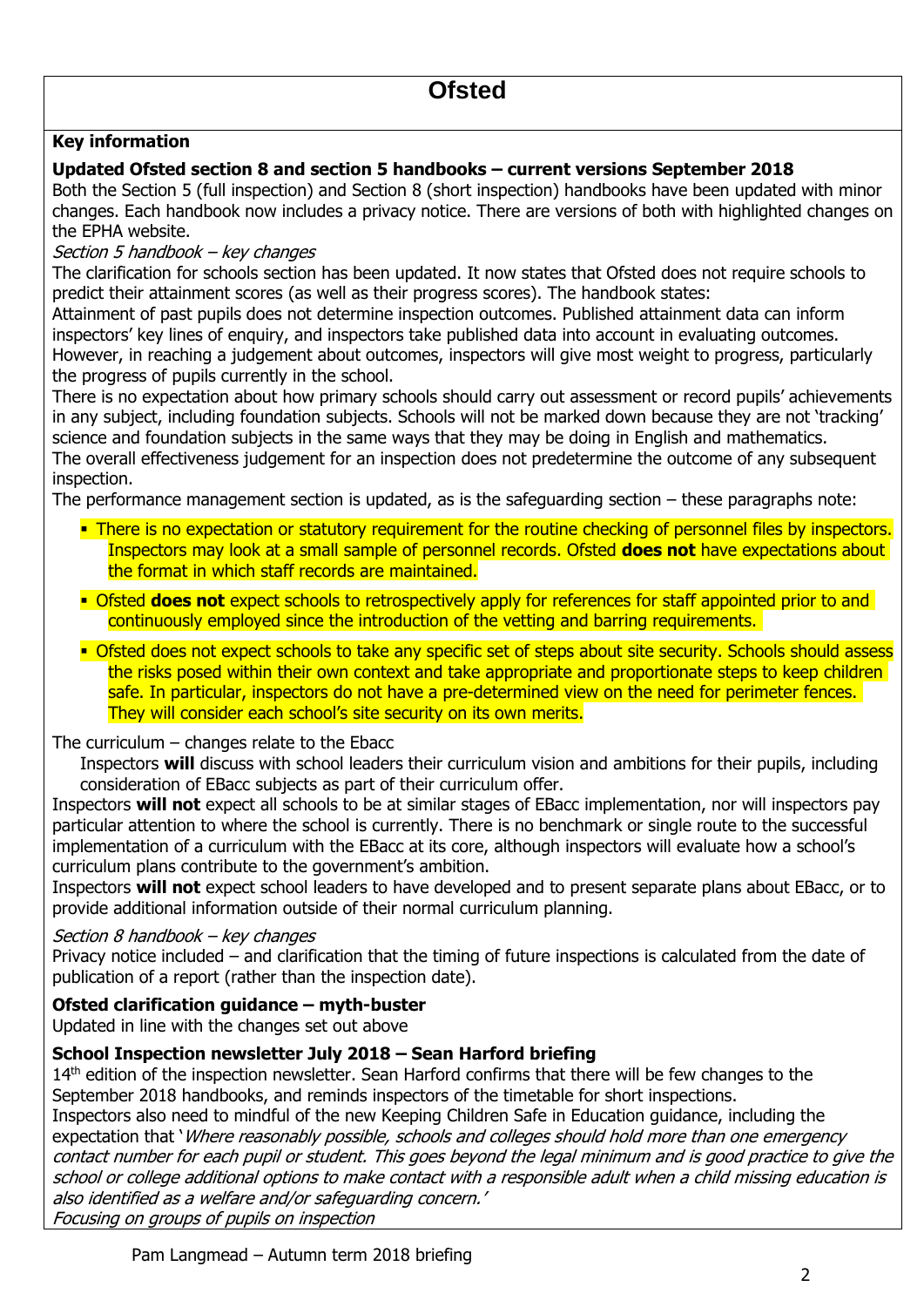# Ofsted

**Key information**

**Updated Ofsted section 8 and section 5 handbooks – current versions September 2018**

Both the Section 5 (full inspection) and Section 8 (short inspection) handbooks have been updated with minor changes. Each handbook now includes a privacy notice. There are versions of both with highlighted changes on the EPHA website.

*Section 5 handbook – key changes*

The clarification for schools section has been updated. It now states that Ofsted does not require schools to predict their attainment scores (as well as their progress scores). The handbook states:

Attainment of past pupils does not determine inspection outcomes. Published attainment data can inform inspectors' key lines of enquiry, and inspectors take published data into account in evaluating outcomes. However, in reaching a judgement about outcomes, inspectors will give most weight to progress, particularly the progress of pupils currently in the school.

There is no expectation about how primary schools should carry out assessment or record pupils' achievements in any subject, including foundation subjects. Schools will not be marked down because they are not 'tracking' science and foundation subjects in the same ways that they may be doing in English and mathematics.

The overall effectiveness judgement for an inspection does not predetermine the outcome of any subsequent inspection.

The performance management section is updated, as is the safeguarding section – these paragraphs note:

- There is no expectation or statutory requirement for the routine checking of personnel files by inspectors. Inspectors may look at a small sample of personnel records. Ofsted **does not** have expectations about the format in which staff records are maintained.
- Ofsted **does not** expect schools to retrospectively apply for references for staff appointed prior to and continuously employed since the introduction of the vetting and barring requirements.
- Ofsted does not expect schools to take any specific set of steps about site security. Schools should assess the risks posed within their own context and take appropriate and proportionate steps to keep children safe. In particular, inspectors do not have a pre-determined view on the need for perimeter fences. They will consider each school's site security on its own merits.

The curriculum – changes relate to the Ebacc

Inspectors **will** discuss with school leaders their curriculum vision and ambitions for their pupils, including consideration of EBacc subjects as part of their curriculum offer.

Inspectors **will not** expect all schools to be at similar stages of EBacc implementation, nor will inspectors pay particular attention to where the school is currently. There is no benchmark or single route to the successful implementation of a curriculum with the EBacc at its core, although inspectors will evaluate how a school's curriculum plans contribute to the government's ambition.

Inspectors **will not** expect school leaders to have developed and to present separate plans about EBacc, or to provide additional information outside of their normal curriculum planning.

*Section 8 handbook – key changes*

Privacy notice included – and clarification that the timing of future inspections is calculated from the date of publication of a report (rather than the inspection date).

**Ofsted clarification guidance – myth-buster**

Updated in line with the changes set out above

**School Inspection newsletter July 2018 – Sean Harford briefing**

14th edition of the inspection newsletter. Sean Harford confirms that there will be few changes to the September 2018 handbooks, and reminds inspectors of the timetable for short inspections.

Inspectors also need to mindful of the new Keeping Children Safe in Education guidance, including the expectation that '*Where reasonably possible, schools and colleges should hold more than one emergency contact number for each pupil or student. This goes beyond the legal minimum and is good practice to give the school or college additional options to make contact with a responsible adult when a child missing education is also identified as a welfare and/or safeguarding concern.'*

*Focusing on groups of pupils on inspection*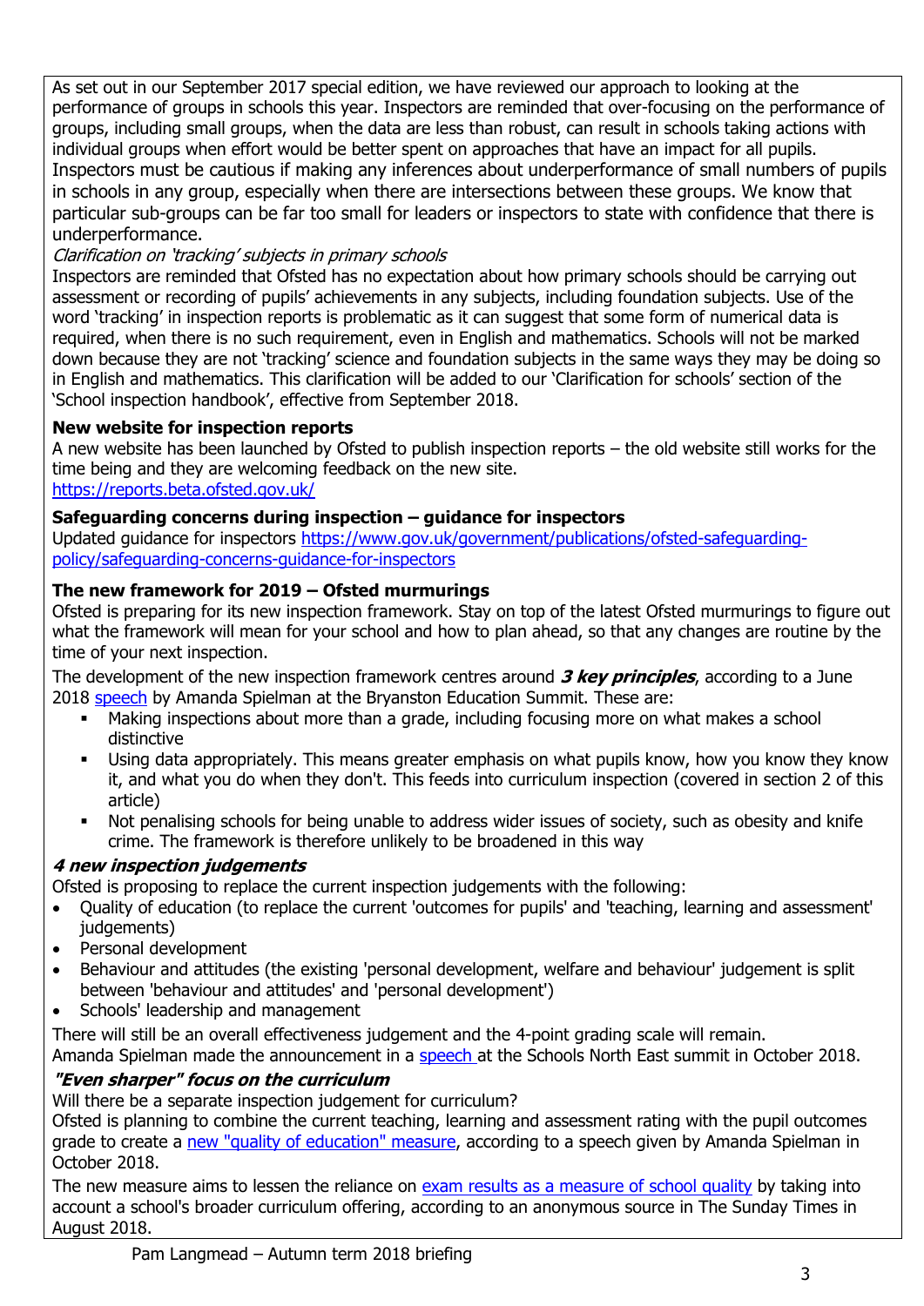As set out in our September 2017 special edition, we have reviewed our approach to looking at the performance of groups in schools this year. Inspectors are reminded that over-focusing on the performance of groups, including small groups, when the data are less than robust, can result in schools taking actions with individual groups when effort would be better spent on approaches that have an impact for all pupils. Inspectors must be cautious if making any inferences about underperformance of small numbers of pupils in schools in any group, especially when there are intersections between these groups. We know that particular sub-groups can be far too small for leaders or inspectors to state with confidence that there is underperformance.

*Clarification on 'tracking' subjects in primary schools*

Inspectors are reminded that Ofsted has no expectation about how primary schools should be carrying out assessment or recording of pupils' achievements in any subjects, including foundation subjects. Use of the word 'tracking' in inspection reports is problematic as it can suggest that some form of numerical data is required, when there is no such requirement, even in English and mathematics. Schools will not be marked down because they are not 'tracking' science and foundation subjects in the same ways they may be doing so in English and mathematics. This clarification will be added to our 'Clarification for schools' section of the 'School inspection handbook', effective from September 2018.

**New website for inspection reports**

A new website has been launched by Ofsted to publish inspection reports – the old website still works for the time being and they are welcoming feedback on the new site.
[https://reports.beta.ofsted.gov.uk/](https://reports.beta.ofsted.gov.uk/)

**Safeguarding concerns during inspection – guidance for inspectors**

Updated guidance for inspectors [https://www.gov.uk/government/publications/ofsted-safeguarding-policy/safeguarding-concerns-guidance-for-inspectors](https://www.gov.uk/government/publications/ofsted-safeguarding-policy/safeguarding-concerns-guidance-for-inspectors)

**The new framework for 2019 – Ofsted murmurings**

Ofsted is preparing for its new inspection framework. Stay on top of the latest Ofsted murmurings to figure out what the framework will mean for your school and how to plan ahead, so that any changes are routine by the time of your next inspection.

The development of the new inspection framework centres around ***3 key principles***, according to a June 2018 speech by Amanda Spielman at the Bryanston Education Summit. These are:

- Making inspections about more than a grade, including focusing more on what makes a school distinctive
- Using data appropriately. This means greater emphasis on what pupils know, how you know they know it, and what you do when they don't. This feeds into curriculum inspection (covered in section 2 of this article)
- Not penalising schools for being unable to address wider issues of society, such as obesity and knife crime. The framework is therefore unlikely to be broadened in this way

***4 new inspection judgements***

Ofsted is proposing to replace the current inspection judgements with the following:

- Quality of education (to replace the current 'outcomes for pupils' and 'teaching, learning and assessment' judgements)
- Personal development
- Behaviour and attitudes (the existing 'personal development, welfare and behaviour' judgement is split between 'behaviour and attitudes' and 'personal development')
- Schools' leadership and management

There will still be an overall effectiveness judgement and the 4-point grading scale will remain.
Amanda Spielman made the announcement in a speech at the Schools North East summit in October 2018.

***"Even sharper" focus on the curriculum***

Will there be a separate inspection judgement for curriculum?
Ofsted is planning to combine the current teaching, learning and assessment rating with the pupil outcomes grade to create a new "quality of education" measure, according to a speech given by Amanda Spielman in October 2018.

The new measure aims to lessen the reliance on exam results as a measure of school quality by taking into account a school's broader curriculum offering, according to an anonymous source in The Sunday Times in August 2018.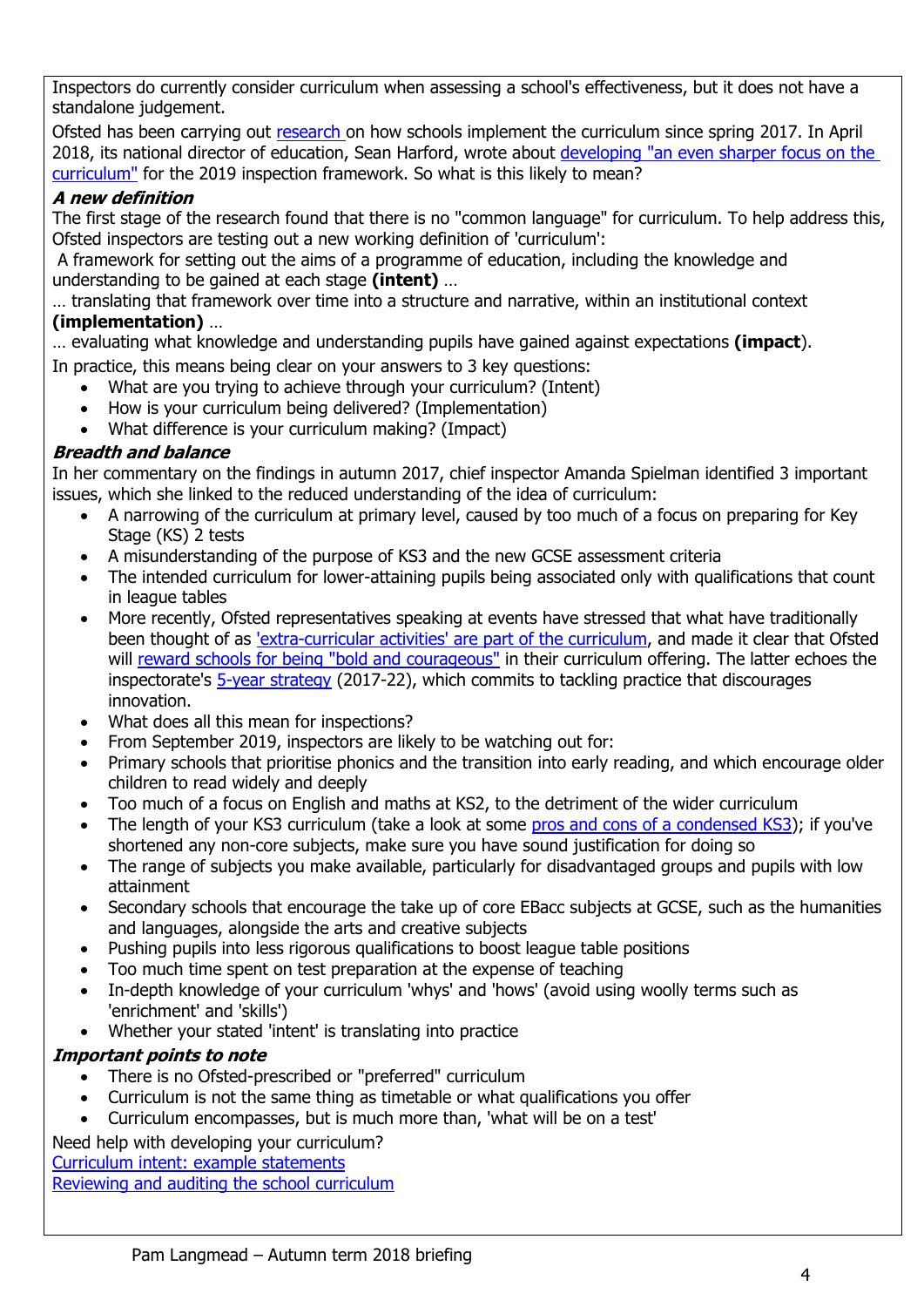Inspectors do currently consider curriculum when assessing a school's effectiveness, but it does not have a standalone judgement.

Ofsted has been carrying out research on how schools implement the curriculum since spring 2017. In April 2018, its national director of education, Sean Harford, wrote about developing "an even sharper focus on the curriculum" for the 2019 inspection framework. So what is this likely to mean?

***A new definition***

The first stage of the research found that there is no "common language" for curriculum. To help address this, Ofsted inspectors are testing out a new working definition of 'curriculum':

A framework for setting out the aims of a programme of education, including the knowledge and understanding to be gained at each stage **(intent)** …

… translating that framework over time into a structure and narrative, within an institutional context **(implementation)** …

… evaluating what knowledge and understanding pupils have gained against expectations **(impact)**.

In practice, this means being clear on your answers to 3 key questions:

- What are you trying to achieve through your curriculum? (Intent)
- How is your curriculum being delivered? (Implementation)
- What difference is your curriculum making? (Impact)

***Breadth and balance***

In her commentary on the findings in autumn 2017, chief inspector Amanda Spielman identified 3 important issues, which she linked to the reduced understanding of the idea of curriculum:

- A narrowing of the curriculum at primary level, caused by too much of a focus on preparing for Key Stage (KS) 2 tests
- A misunderstanding of the purpose of KS3 and the new GCSE assessment criteria
- The intended curriculum for lower-attaining pupils being associated only with qualifications that count in league tables
- More recently, Ofsted representatives speaking at events have stressed that what have traditionally been thought of as 'extra-curricular activities' are part of the curriculum, and made it clear that Ofsted will reward schools for being "bold and courageous" in their curriculum offering. The latter echoes the inspectorate's 5-year strategy (2017-22), which commits to tackling practice that discourages innovation.
- What does all this mean for inspections?
- From September 2019, inspectors are likely to be watching out for:
- Primary schools that prioritise phonics and the transition into early reading, and which encourage older children to read widely and deeply
- Too much of a focus on English and maths at KS2, to the detriment of the wider curriculum
- The length of your KS3 curriculum (take a look at some pros and cons of a condensed KS3); if you've shortened any non-core subjects, make sure you have sound justification for doing so
- The range of subjects you make available, particularly for disadvantaged groups and pupils with low attainment
- Secondary schools that encourage the take up of core EBacc subjects at GCSE, such as the humanities and languages, alongside the arts and creative subjects
- Pushing pupils into less rigorous qualifications to boost league table positions
- Too much time spent on test preparation at the expense of teaching
- In-depth knowledge of your curriculum 'whys' and 'hows' (avoid using woolly terms such as 'enrichment' and 'skills')
- Whether your stated 'intent' is translating into practice

***Important points to note***

- There is no Ofsted-prescribed or "preferred" curriculum
- Curriculum is not the same thing as timetable or what qualifications you offer
- Curriculum encompasses, but is much more than, 'what will be on a test'

Need help with developing your curriculum?

Curriculum intent: example statements

Reviewing and auditing the school curriculum

Pam Langmead – Autumn term 2018 briefing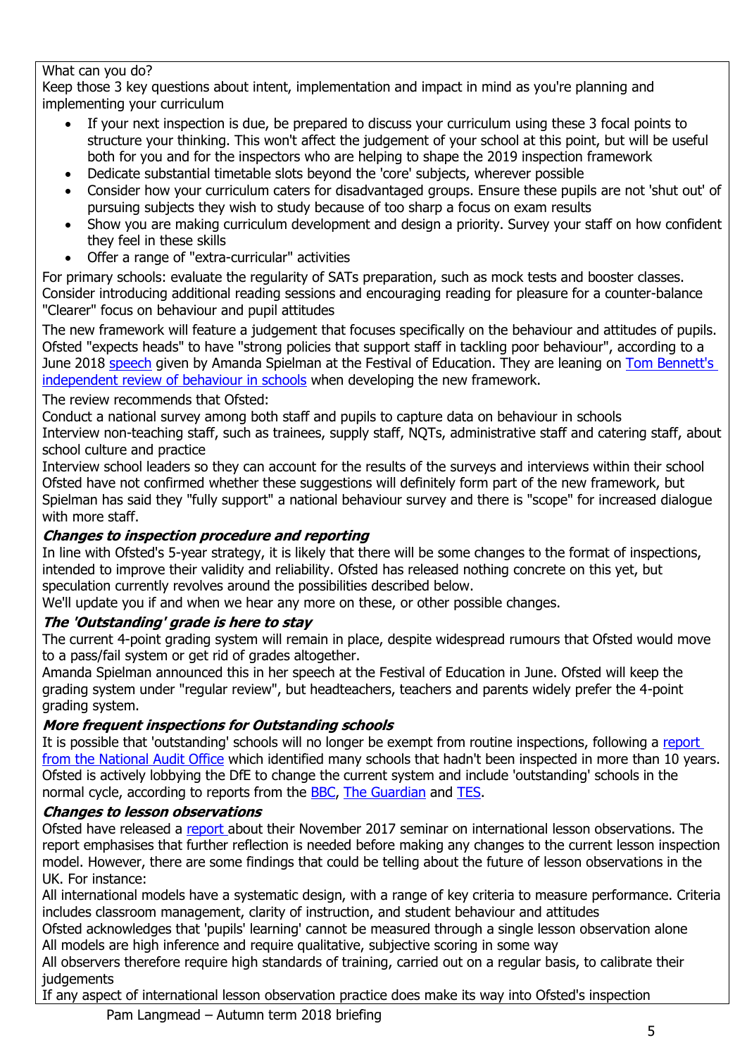What can you do?

Keep those 3 key questions about intent, implementation and impact in mind as you're planning and implementing your curriculum

- If your next inspection is due, be prepared to discuss your curriculum using these 3 focal points to structure your thinking. This won't affect the judgement of your school at this point, but will be useful both for you and for the inspectors who are helping to shape the 2019 inspection framework
- Dedicate substantial timetable slots beyond the 'core' subjects, wherever possible
- Consider how your curriculum caters for disadvantaged groups. Ensure these pupils are not 'shut out' of pursuing subjects they wish to study because of too sharp a focus on exam results
- Show you are making curriculum development and design a priority. Survey your staff on how confident they feel in these skills
- Offer a range of "extra-curricular" activities

For primary schools: evaluate the regularity of SATs preparation, such as mock tests and booster classes. Consider introducing additional reading sessions and encouraging reading for pleasure for a counter-balance "Clearer" focus on behaviour and pupil attitudes

The new framework will feature a judgement that focuses specifically on the behaviour and attitudes of pupils. Ofsted "expects heads" to have "strong policies that support staff in tackling poor behaviour", according to a June 2018 speech given by Amanda Spielman at the Festival of Education. They are leaning on Tom Bennett's independent review of behaviour in schools when developing the new framework.

The review recommends that Ofsted:

Conduct a national survey among both staff and pupils to capture data on behaviour in schools

Interview non-teaching staff, such as trainees, supply staff, NQTs, administrative staff and catering staff, about school culture and practice

Interview school leaders so they can account for the results of the surveys and interviews within their school

Ofsted have not confirmed whether these suggestions will definitely form part of the new framework, but Spielman has said they "fully support" a national behaviour survey and there is "scope" for increased dialogue with more staff.

### *Changes to inspection procedure and reporting*

In line with Ofsted's 5-year strategy, it is likely that there will be some changes to the format of inspections, intended to improve their validity and reliability. Ofsted has released nothing concrete on this yet, but speculation currently revolves around the possibilities described below.

We'll update you if and when we hear any more on these, or other possible changes.

### *The 'Outstanding' grade is here to stay*

The current 4-point grading system will remain in place, despite widespread rumours that Ofsted would move to a pass/fail system or get rid of grades altogether.

Amanda Spielman announced this in her speech at the Festival of Education in June. Ofsted will keep the grading system under "regular review", but headteachers, teachers and parents widely prefer the 4-point grading system.

### *More frequent inspections for Outstanding schools*

It is possible that 'outstanding' schools will no longer be exempt from routine inspections, following a report from the National Audit Office which identified many schools that hadn't been inspected in more than 10 years. Ofsted is actively lobbying the DfE to change the current system and include 'outstanding' schools in the normal cycle, according to reports from the BBC, The Guardian and TES.

### *Changes to lesson observations*

Ofsted have released a report about their November 2017 seminar on international lesson observations. The report emphasises that further reflection is needed before making any changes to the current lesson inspection model. However, there are some findings that could be telling about the future of lesson observations in the UK. For instance:

All international models have a systematic design, with a range of key criteria to measure performance. Criteria includes classroom management, clarity of instruction, and student behaviour and attitudes

Ofsted acknowledges that 'pupils' learning' cannot be measured through a single lesson observation alone

All models are high inference and require qualitative, subjective scoring in some way

All observers therefore require high standards of training, carried out on a regular basis, to calibrate their judgements

If any aspect of international lesson observation practice does make its way into Ofsted's inspection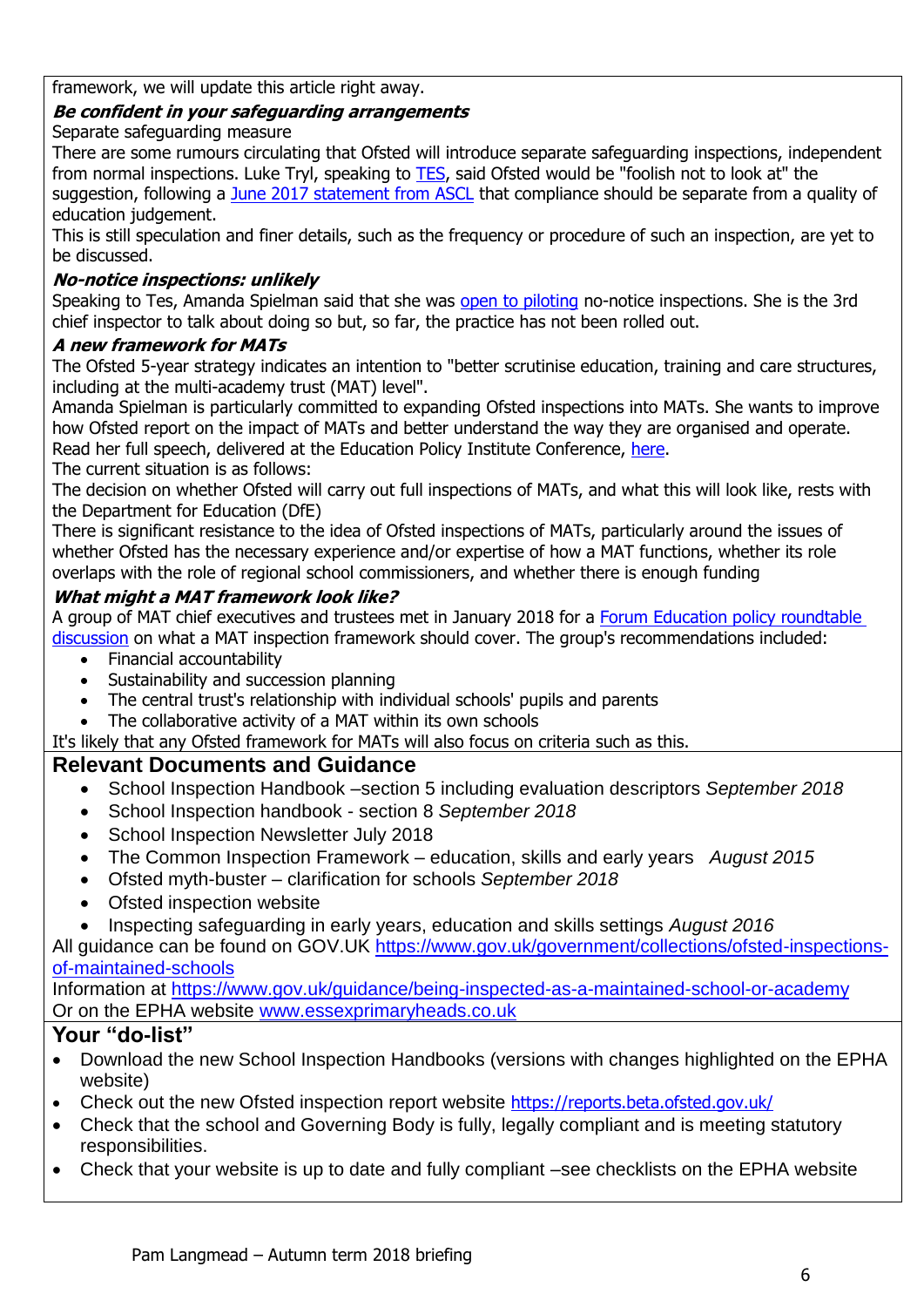framework, we will update this article right away.

***Be confident in your safeguarding arrangements***

Separate safeguarding measure

There are some rumours circulating that Ofsted will introduce separate safeguarding inspections, independent from normal inspections. Luke Tryl, speaking to TES, said Ofsted would be "foolish not to look at" the suggestion, following a June 2017 statement from ASCL that compliance should be separate from a quality of education judgement.

This is still speculation and finer details, such as the frequency or procedure of such an inspection, are yet to be discussed.

***No-notice inspections: unlikely***

Speaking to Tes, Amanda Spielman said that she was open to piloting no-notice inspections. She is the 3rd chief inspector to talk about doing so but, so far, the practice has not been rolled out.

***A new framework for MATs***

The Ofsted 5-year strategy indicates an intention to "better scrutinise education, training and care structures, including at the multi-academy trust (MAT) level".

Amanda Spielman is particularly committed to expanding Ofsted inspections into MATs. She wants to improve how Ofsted report on the impact of MATs and better understand the way they are organised and operate. Read her full speech, delivered at the Education Policy Institute Conference, here.

The current situation is as follows:

The decision on whether Ofsted will carry out full inspections of MATs, and what this will look like, rests with the Department for Education (DfE)

There is significant resistance to the idea of Ofsted inspections of MATs, particularly around the issues of whether Ofsted has the necessary experience and/or expertise of how a MAT functions, whether its role overlaps with the role of regional school commissioners, and whether there is enough funding

***What might a MAT framework look like?***

A group of MAT chief executives and trustees met in January 2018 for a Forum Education policy roundtable discussion on what a MAT inspection framework should cover. The group's recommendations included:

- Financial accountability
- Sustainability and succession planning
- The central trust's relationship with individual schools' pupils and parents
- The collaborative activity of a MAT within its own schools

It's likely that any Ofsted framework for MATs will also focus on criteria such as this.

## Relevant Documents and Guidance

- School Inspection Handbook –section 5 including evaluation descriptors *September 2018*
- School Inspection handbook - section 8 *September 2018*
- School Inspection Newsletter July 2018
- The Common Inspection Framework – education, skills and early years *August 2015*
- Ofsted myth-buster – clarification for schools *September 2018*
- Ofsted inspection website
- Inspecting safeguarding in early years, education and skills settings *August 2016*

All guidance can be found on GOV.UK https://www.gov.uk/government/collections/ofsted-inspections-of-maintained-schools

Information at https://www.gov.uk/guidance/being-inspected-as-a-maintained-school-or-academy

Or on the EPHA website www.essexprimaryheads.co.uk

## Your "do-list"

- Download the new School Inspection Handbooks (versions with changes highlighted on the EPHA website)
- Check out the new Ofsted inspection report website https://reports.beta.ofsted.gov.uk/
- Check that the school and Governing Body is fully, legally compliant and is meeting statutory responsibilities.
- Check that your website is up to date and fully compliant –see checklists on the EPHA website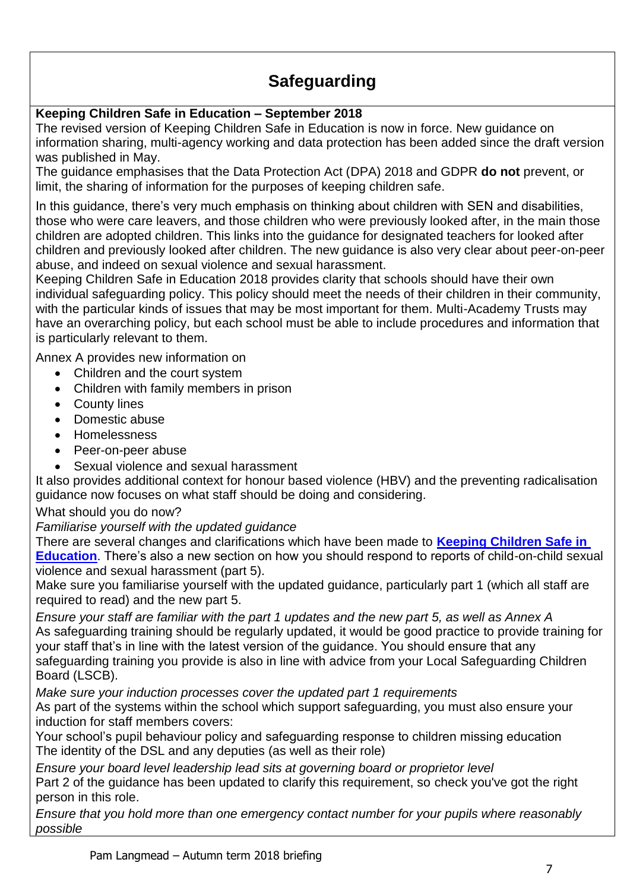# Safeguarding

**Keeping Children Safe in Education – September 2018**

The revised version of Keeping Children Safe in Education is now in force. New guidance on information sharing, multi-agency working and data protection has been added since the draft version was published in May.

The guidance emphasises that the Data Protection Act (DPA) 2018 and GDPR **do not** prevent, or limit, the sharing of information for the purposes of keeping children safe.

In this guidance, there's very much emphasis on thinking about children with SEN and disabilities, those who were care leavers, and those children who were previously looked after, in the main those children are adopted children. This links into the guidance for designated teachers for looked after children and previously looked after children. The new guidance is also very clear about peer-on-peer abuse, and indeed on sexual violence and sexual harassment.

Keeping Children Safe in Education 2018 provides clarity that schools should have their own individual safeguarding policy. This policy should meet the needs of their children in their community, with the particular kinds of issues that may be most important for them. Multi-Academy Trusts may have an overarching policy, but each school must be able to include procedures and information that is particularly relevant to them.

Annex A provides new information on

- Children and the court system
- Children with family members in prison
- County lines
- Domestic abuse
- Homelessness
- Peer-on-peer abuse
- Sexual violence and sexual harassment

It also provides additional context for honour based violence (HBV) and the preventing radicalisation guidance now focuses on what staff should be doing and considering.

What should you do now?

*Familiarise yourself with the updated guidance*

There are several changes and clarifications which have been made to **Keeping Children Safe in Education**. There's also a new section on how you should respond to reports of child-on-child sexual violence and sexual harassment (part 5).

Make sure you familiarise yourself with the updated guidance, particularly part 1 (which all staff are required to read) and the new part 5.

*Ensure your staff are familiar with the part 1 updates and the new part 5, as well as Annex A*

As safeguarding training should be regularly updated, it would be good practice to provide training for your staff that's in line with the latest version of the guidance. You should ensure that any safeguarding training you provide is also in line with advice from your Local Safeguarding Children Board (LSCB).

*Make sure your induction processes cover the updated part 1 requirements*

As part of the systems within the school which support safeguarding, you must also ensure your induction for staff members covers:

Your school's pupil behaviour policy and safeguarding response to children missing education

The identity of the DSL and any deputies (as well as their role)

*Ensure your board level leadership lead sits at governing board or proprietor level*

Part 2 of the guidance has been updated to clarify this requirement, so check you've got the right person in this role.

*Ensure that you hold more than one emergency contact number for your pupils where reasonably possible*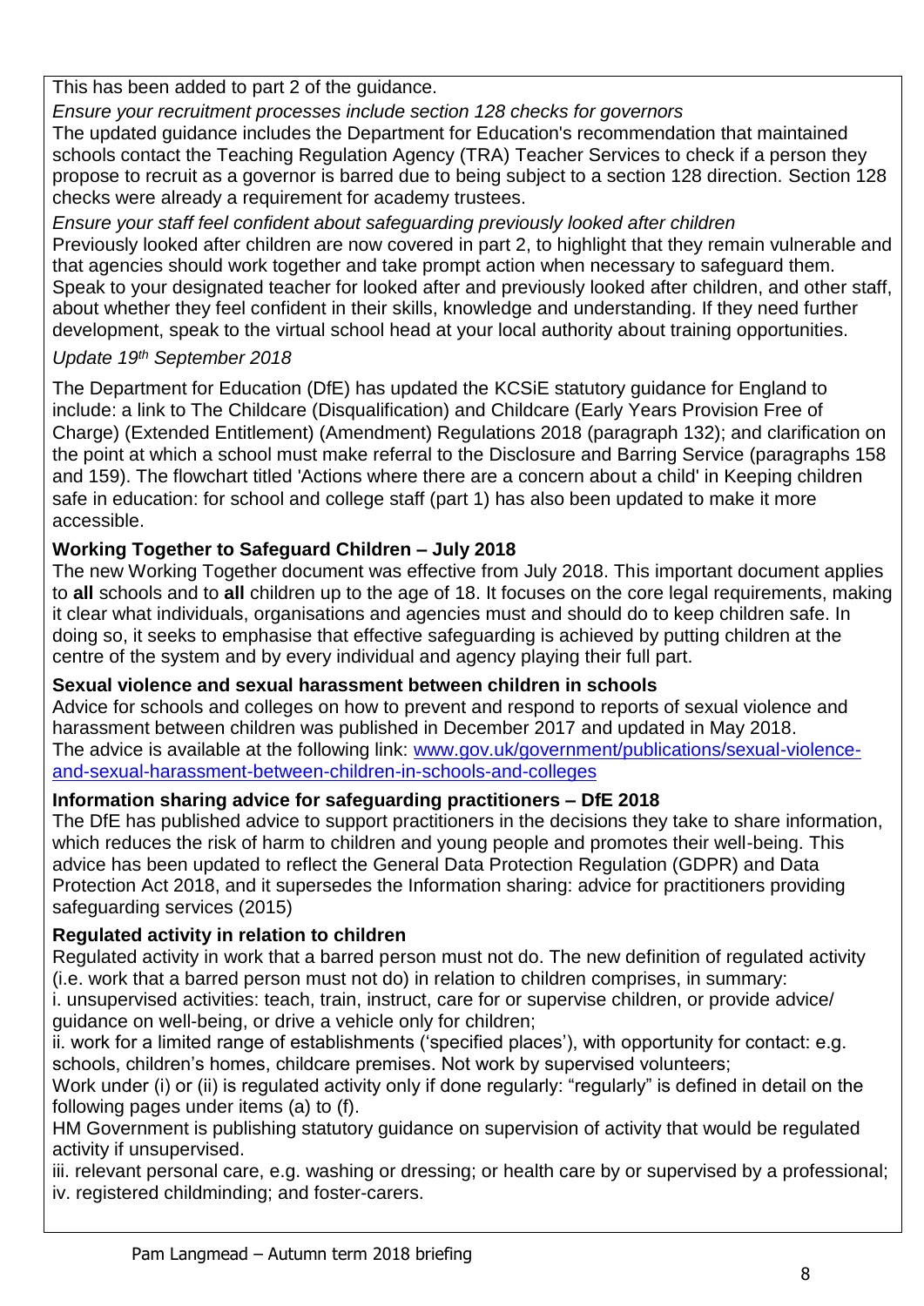This has been added to part 2 of the guidance.

*Ensure your recruitment processes include section 128 checks for governors*

The updated guidance includes the Department for Education's recommendation that maintained schools contact the Teaching Regulation Agency (TRA) Teacher Services to check if a person they propose to recruit as a governor is barred due to being subject to a section 128 direction. Section 128 checks were already a requirement for academy trustees.

*Ensure your staff feel confident about safeguarding previously looked after children*

Previously looked after children are now covered in part 2, to highlight that they remain vulnerable and that agencies should work together and take prompt action when necessary to safeguard them. Speak to your designated teacher for looked after and previously looked after children, and other staff, about whether they feel confident in their skills, knowledge and understanding. If they need further development, speak to the virtual school head at your local authority about training opportunities.

*Update 19th September 2018*

The Department for Education (DfE) has updated the KCSiE statutory guidance for England to include: a link to The Childcare (Disqualification) and Childcare (Early Years Provision Free of Charge) (Extended Entitlement) (Amendment) Regulations 2018 (paragraph 132); and clarification on the point at which a school must make referral to the Disclosure and Barring Service (paragraphs 158 and 159). The flowchart titled 'Actions where there are a concern about a child' in Keeping children safe in education: for school and college staff (part 1) has also been updated to make it more accessible.

**Working Together to Safeguard Children – July 2018**

The new Working Together document was effective from July 2018. This important document applies to **all** schools and to **all** children up to the age of 18. It focuses on the core legal requirements, making it clear what individuals, organisations and agencies must and should do to keep children safe. In doing so, it seeks to emphasise that effective safeguarding is achieved by putting children at the centre of the system and by every individual and agency playing their full part.

**Sexual violence and sexual harassment between children in schools**

Advice for schools and colleges on how to prevent and respond to reports of sexual violence and harassment between children was published in December 2017 and updated in May 2018. The advice is available at the following link: [www.gov.uk/government/publications/sexual-violence-and-sexual-harassment-between-children-in-schools-and-colleges](www.gov.uk/government/publications/sexual-violence-and-sexual-harassment-between-children-in-schools-and-colleges)

**Information sharing advice for safeguarding practitioners – DfE 2018**

The DfE has published advice to support practitioners in the decisions they take to share information, which reduces the risk of harm to children and young people and promotes their well-being. This advice has been updated to reflect the General Data Protection Regulation (GDPR) and Data Protection Act 2018, and it supersedes the Information sharing: advice for practitioners providing safeguarding services (2015)

**Regulated activity in relation to children**

Regulated activity in work that a barred person must not do. The new definition of regulated activity (i.e. work that a barred person must not do) in relation to children comprises, in summary:

i. unsupervised activities: teach, train, instruct, care for or supervise children, or provide advice/ guidance on well-being, or drive a vehicle only for children;

ii. work for a limited range of establishments ('specified places'), with opportunity for contact: e.g. schools, children's homes, childcare premises. Not work by supervised volunteers;

Work under (i) or (ii) is regulated activity only if done regularly: "regularly" is defined in detail on the following pages under items (a) to (f).

HM Government is publishing statutory guidance on supervision of activity that would be regulated activity if unsupervised.

iii. relevant personal care, e.g. washing or dressing; or health care by or supervised by a professional;

iv. registered childminding; and foster-carers.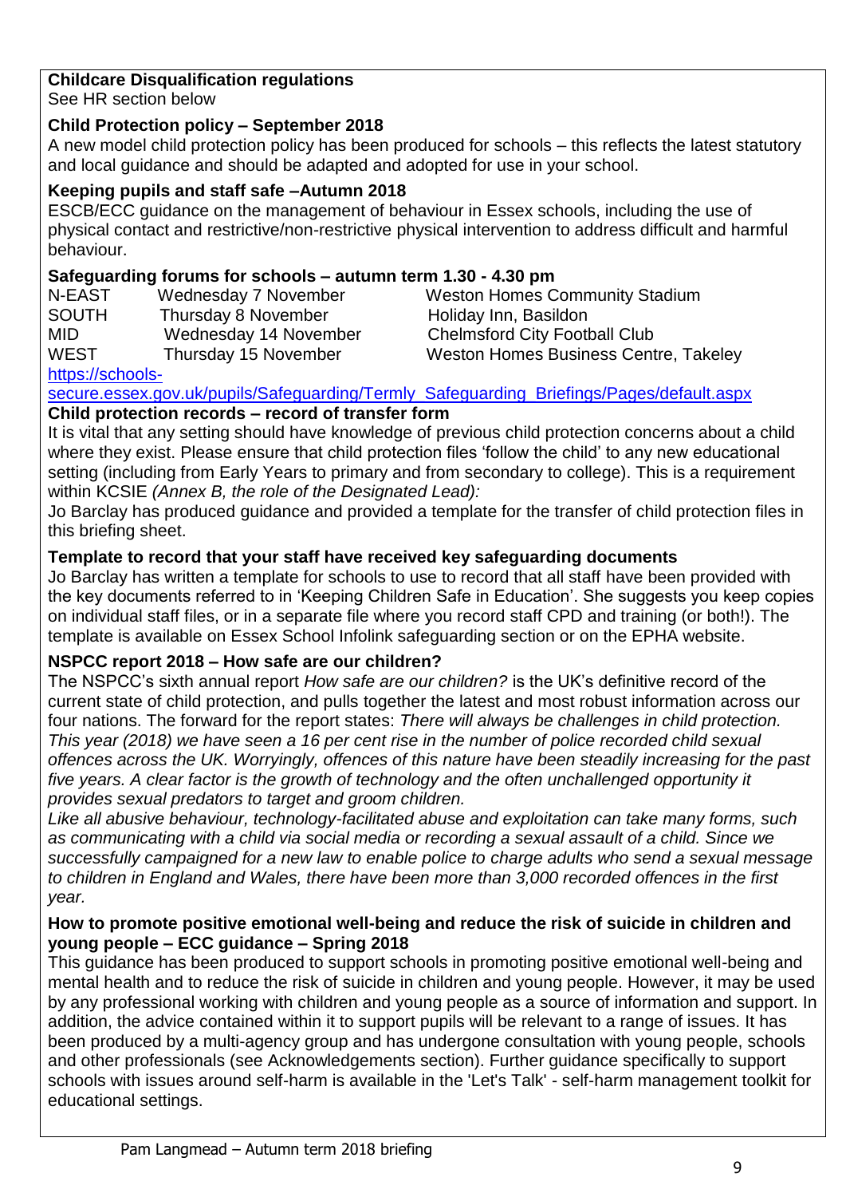**Childcare Disqualification regulations**
See HR section below

**Child Protection policy – September 2018**
A new model child protection policy has been produced for schools – this reflects the latest statutory and local guidance and should be adapted and adopted for use in your school.

**Keeping pupils and staff safe –Autumn 2018**
ESCB/ECC guidance on the management of behaviour in Essex schools, including the use of physical contact and restrictive/non-restrictive physical intervention to address difficult and harmful behaviour.

**Safeguarding forums for schools – autumn term 1.30 - 4.30 pm**

| | | |
|---|---|---|
| N-EAST | Wednesday 7 November | Weston Homes Community Stadium |
| SOUTH | Thursday 8 November | Holiday Inn, Basildon |
| MID | Wednesday 14 November | Chelmsford City Football Club |
| WEST | Thursday 15 November | Weston Homes Business Centre, Takeley |

https://schools-secure.essex.gov.uk/pupils/Safeguarding/Termly_Safeguarding_Briefings/Pages/default.aspx

**Child protection records – record of transfer form**
It is vital that any setting should have knowledge of previous child protection concerns about a child where they exist. Please ensure that child protection files 'follow the child' to any new educational setting (including from Early Years to primary and from secondary to college). This is a requirement within KCSIE *(Annex B, the role of the Designated Lead):*
Jo Barclay has produced guidance and provided a template for the transfer of child protection files in this briefing sheet.

**Template to record that your staff have received key safeguarding documents**
Jo Barclay has written a template for schools to use to record that all staff have been provided with the key documents referred to in 'Keeping Children Safe in Education'. She suggests you keep copies on individual staff files, or in a separate file where you record staff CPD and training (or both!). The template is available on Essex School Infolink safeguarding section or on the EPHA website.

**NSPCC report 2018 – How safe are our children?**
The NSPCC's sixth annual report *How safe are our children?* is the UK's definitive record of the current state of child protection, and pulls together the latest and most robust information across our four nations. The forward for the report states: *There will always be challenges in child protection. This year (2018) we have seen a 16 per cent rise in the number of police recorded child sexual offences across the UK. Worryingly, offences of this nature have been steadily increasing for the past five years. A clear factor is the growth of technology and the often unchallenged opportunity it provides sexual predators to target and groom children.*
*Like all abusive behaviour, technology-facilitated abuse and exploitation can take many forms, such as communicating with a child via social media or recording a sexual assault of a child. Since we successfully campaigned for a new law to enable police to charge adults who send a sexual message to children in England and Wales, there have been more than 3,000 recorded offences in the first year.*

**How to promote positive emotional well-being and reduce the risk of suicide in children and young people – ECC guidance – Spring 2018**
This guidance has been produced to support schools in promoting positive emotional well-being and mental health and to reduce the risk of suicide in children and young people. However, it may be used by any professional working with children and young people as a source of information and support. In addition, the advice contained within it to support pupils will be relevant to a range of issues. It has been produced by a multi-agency group and has undergone consultation with young people, schools and other professionals (see Acknowledgements section). Further guidance specifically to support schools with issues around self-harm is available in the 'Let's Talk' - self-harm management toolkit for educational settings.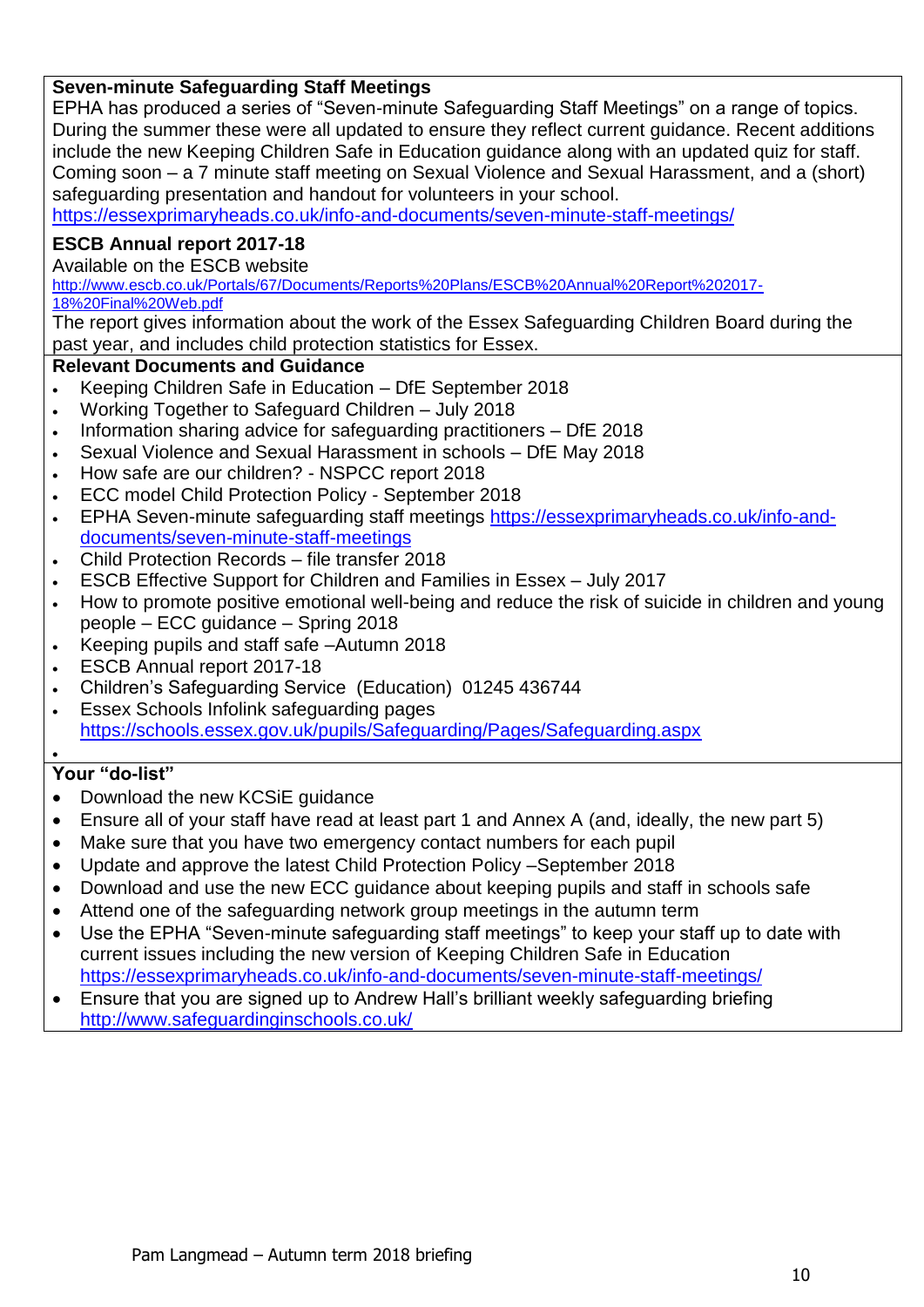**Seven-minute Safeguarding Staff Meetings**

EPHA has produced a series of "Seven-minute Safeguarding Staff Meetings" on a range of topics. During the summer these were all updated to ensure they reflect current guidance. Recent additions include the new Keeping Children Safe in Education guidance along with an updated quiz for staff. Coming soon – a 7 minute staff meeting on Sexual Violence and Sexual Harassment, and a (short) safeguarding presentation and handout for volunteers in your school.
https://essexprimaryheads.co.uk/info-and-documents/seven-minute-staff-meetings/

**ESCB Annual report 2017-18**

Available on the ESCB website
http://www.escb.co.uk/Portals/67/Documents/Reports%20Plans/ESCB%20Annual%20Report%202017-18%20Final%20Web.pdf
The report gives information about the work of the Essex Safeguarding Children Board during the past year, and includes child protection statistics for Essex.

**Relevant Documents and Guidance**

- Keeping Children Safe in Education – DfE September 2018
- Working Together to Safeguard Children – July 2018
- Information sharing advice for safeguarding practitioners – DfE 2018
- Sexual Violence and Sexual Harassment in schools – DfE May 2018
- How safe are our children? - NSPCC report 2018
- ECC model Child Protection Policy - September 2018
- EPHA Seven-minute safeguarding staff meetings https://essexprimaryheads.co.uk/info-and-documents/seven-minute-staff-meetings
- Child Protection Records – file transfer 2018
- ESCB Effective Support for Children and Families in Essex – July 2017
- How to promote positive emotional well-being and reduce the risk of suicide in children and young people – ECC guidance – Spring 2018
- Keeping pupils and staff safe –Autumn 2018
- ESCB Annual report 2017-18
- Children's Safeguarding Service (Education) 01245 436744
- Essex Schools Infolink safeguarding pages https://schools.essex.gov.uk/pupils/Safeguarding/Pages/Safeguarding.aspx

**Your "do-list"**

- Download the new KCSiE guidance
- Ensure all of your staff have read at least part 1 and Annex A (and, ideally, the new part 5)
- Make sure that you have two emergency contact numbers for each pupil
- Update and approve the latest Child Protection Policy –September 2018
- Download and use the new ECC guidance about keeping pupils and staff in schools safe
- Attend one of the safeguarding network group meetings in the autumn term
- Use the EPHA "Seven-minute safeguarding staff meetings" to keep your staff up to date with current issues including the new version of Keeping Children Safe in Education https://essexprimaryheads.co.uk/info-and-documents/seven-minute-staff-meetings/
- Ensure that you are signed up to Andrew Hall's brilliant weekly safeguarding briefing http://www.safeguardinginschools.co.uk/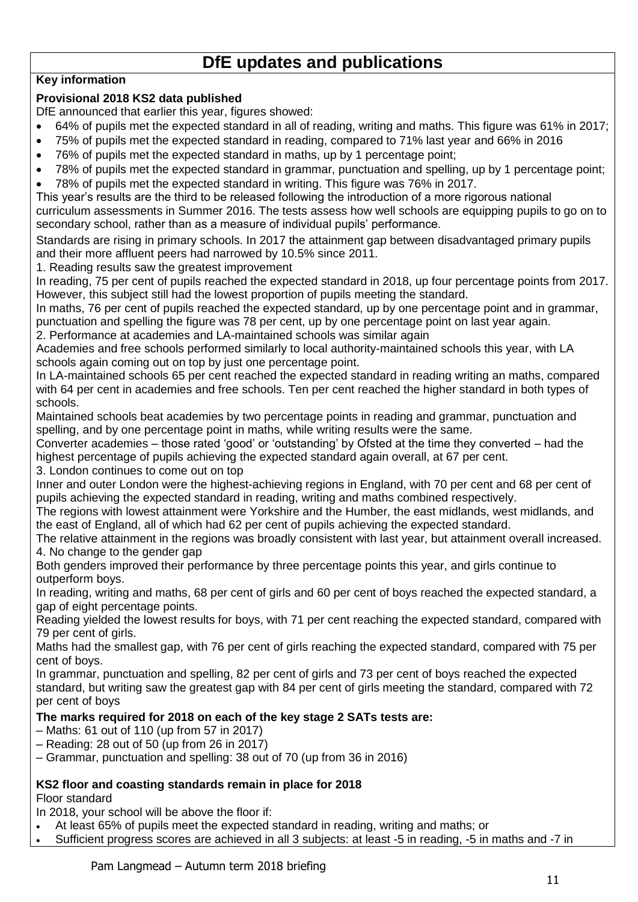# DfE updates and publications

**Key information**

**Provisional 2018 KS2 data published**

DfE announced that earlier this year, figures showed:

- 64% of pupils met the expected standard in all of reading, writing and maths. This figure was 61% in 2017;
- 75% of pupils met the expected standard in reading, compared to 71% last year and 66% in 2016
- 76% of pupils met the expected standard in maths, up by 1 percentage point;
- 78% of pupils met the expected standard in grammar, punctuation and spelling, up by 1 percentage point;
- 78% of pupils met the expected standard in writing. This figure was 76% in 2017.

This year's results are the third to be released following the introduction of a more rigorous national curriculum assessments in Summer 2016. The tests assess how well schools are equipping pupils to go on to secondary school, rather than as a measure of individual pupils' performance.

Standards are rising in primary schools. In 2017 the attainment gap between disadvantaged primary pupils and their more affluent peers had narrowed by 10.5% since 2011.

1. Reading results saw the greatest improvement

In reading, 75 per cent of pupils reached the expected standard in 2018, up four percentage points from 2017. However, this subject still had the lowest proportion of pupils meeting the standard.

In maths, 76 per cent of pupils reached the expected standard, up by one percentage point and in grammar, punctuation and spelling the figure was 78 per cent, up by one percentage point on last year again.

2. Performance at academies and LA-maintained schools was similar again

Academies and free schools performed similarly to local authority-maintained schools this year, with LA schools again coming out on top by just one percentage point.

In LA-maintained schools 65 per cent reached the expected standard in reading writing an maths, compared with 64 per cent in academies and free schools. Ten per cent reached the higher standard in both types of schools.

Maintained schools beat academies by two percentage points in reading and grammar, punctuation and spelling, and by one percentage point in maths, while writing results were the same.

Converter academies – those rated 'good' or 'outstanding' by Ofsted at the time they converted – had the highest percentage of pupils achieving the expected standard again overall, at 67 per cent.

3. London continues to come out on top

Inner and outer London were the highest-achieving regions in England, with 70 per cent and 68 per cent of pupils achieving the expected standard in reading, writing and maths combined respectively.

The regions with lowest attainment were Yorkshire and the Humber, the east midlands, west midlands, and the east of England, all of which had 62 per cent of pupils achieving the expected standard.

The relative attainment in the regions was broadly consistent with last year, but attainment overall increased.

4. No change to the gender gap

Both genders improved their performance by three percentage points this year, and girls continue to outperform boys.

In reading, writing and maths, 68 per cent of girls and 60 per cent of boys reached the expected standard, a gap of eight percentage points.

Reading yielded the lowest results for boys, with 71 per cent reaching the expected standard, compared with 79 per cent of girls.

Maths had the smallest gap, with 76 per cent of girls reaching the expected standard, compared with 75 per cent of boys.

In grammar, punctuation and spelling, 82 per cent of girls and 73 per cent of boys reached the expected standard, but writing saw the greatest gap with 84 per cent of girls meeting the standard, compared with 72 per cent of boys

**The marks required for 2018 on each of the key stage 2 SATs tests are:**

– Maths: 61 out of 110 (up from 57 in 2017)
– Reading: 28 out of 50 (up from 26 in 2017)
– Grammar, punctuation and spelling: 38 out of 70 (up from 36 in 2016)

**KS2 floor and coasting standards remain in place for 2018**

Floor standard

In 2018, your school will be above the floor if:

- At least 65% of pupils meet the expected standard in reading, writing and maths; or
- Sufficient progress scores are achieved in all 3 subjects: at least -5 in reading, -5 in maths and -7 in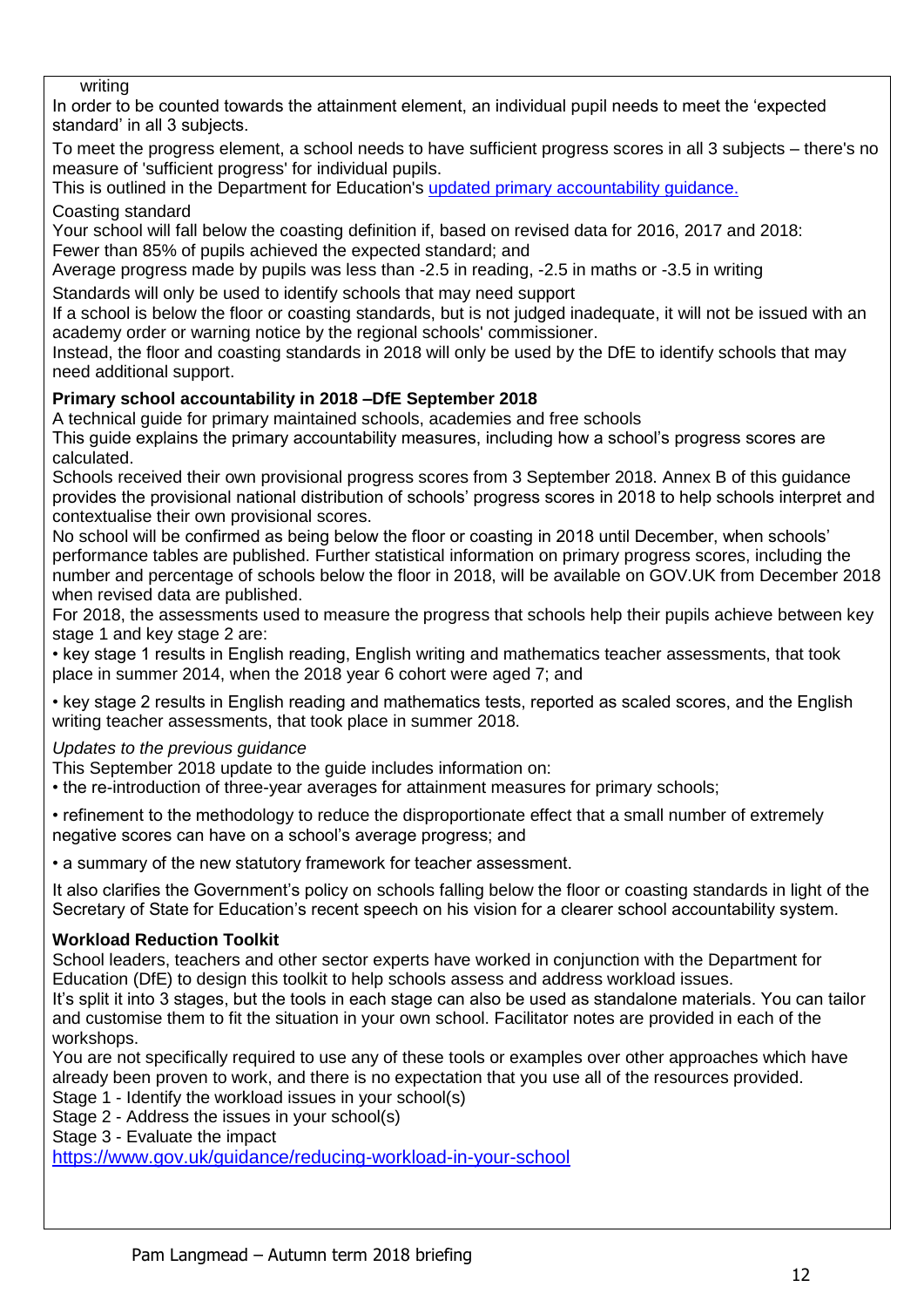writing

In order to be counted towards the attainment element, an individual pupil needs to meet the 'expected standard' in all 3 subjects.

To meet the progress element, a school needs to have sufficient progress scores in all 3 subjects – there's no measure of 'sufficient progress' for individual pupils.

This is outlined in the Department for Education's [updated primary accountability guidance.]()

Coasting standard

Your school will fall below the coasting definition if, based on revised data for 2016, 2017 and 2018:

Fewer than 85% of pupils achieved the expected standard; and

Average progress made by pupils was less than -2.5 in reading, -2.5 in maths or -3.5 in writing

Standards will only be used to identify schools that may need support

If a school is below the floor or coasting standards, but is not judged inadequate, it will not be issued with an academy order or warning notice by the regional schools' commissioner.

Instead, the floor and coasting standards in 2018 will only be used by the DfE to identify schools that may need additional support.

**Primary school accountability in 2018 –DfE September 2018**

A technical guide for primary maintained schools, academies and free schools

This guide explains the primary accountability measures, including how a school's progress scores are calculated.

Schools received their own provisional progress scores from 3 September 2018. Annex B of this guidance provides the provisional national distribution of schools' progress scores in 2018 to help schools interpret and contextualise their own provisional scores.

No school will be confirmed as being below the floor or coasting in 2018 until December, when schools' performance tables are published. Further statistical information on primary progress scores, including the number and percentage of schools below the floor in 2018, will be available on GOV.UK from December 2018 when revised data are published.

For 2018, the assessments used to measure the progress that schools help their pupils achieve between key stage 1 and key stage 2 are:

- key stage 1 results in English reading, English writing and mathematics teacher assessments, that took place in summer 2014, when the 2018 year 6 cohort were aged 7; and
- key stage 2 results in English reading and mathematics tests, reported as scaled scores, and the English writing teacher assessments, that took place in summer 2018.

*Updates to the previous guidance*

This September 2018 update to the guide includes information on:

- the re-introduction of three-year averages for attainment measures for primary schools;
- refinement to the methodology to reduce the disproportionate effect that a small number of extremely negative scores can have on a school's average progress; and
- a summary of the new statutory framework for teacher assessment.

It also clarifies the Government's policy on schools falling below the floor or coasting standards in light of the Secretary of State for Education's recent speech on his vision for a clearer school accountability system.

**Workload Reduction Toolkit**

School leaders, teachers and other sector experts have worked in conjunction with the Department for Education (DfE) to design this toolkit to help schools assess and address workload issues.

It's split it into 3 stages, but the tools in each stage can also be used as standalone materials. You can tailor and customise them to fit the situation in your own school. Facilitator notes are provided in each of the workshops.

You are not specifically required to use any of these tools or examples over other approaches which have already been proven to work, and there is no expectation that you use all of the resources provided.

Stage 1 - Identify the workload issues in your school(s)

Stage 2 - Address the issues in your school(s)

Stage 3 - Evaluate the impact

https://www.gov.uk/guidance/reducing-workload-in-your-school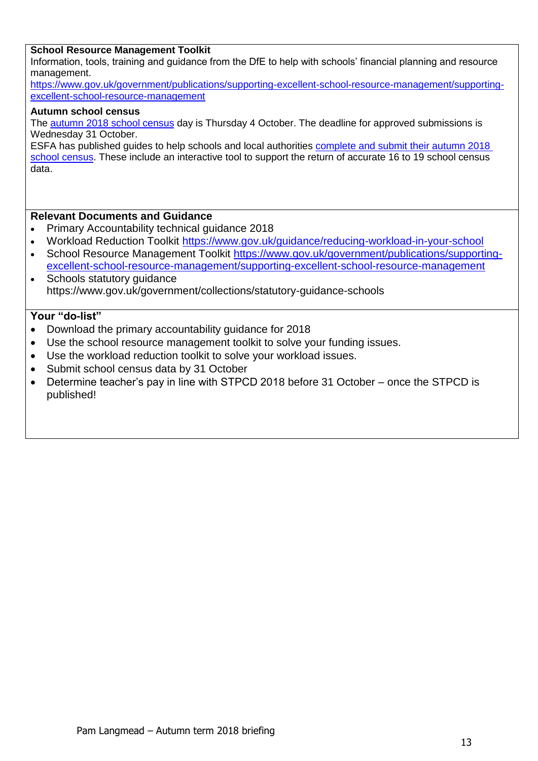**School Resource Management Toolkit**

Information, tools, training and guidance from the DfE to help with schools' financial planning and resource management.

https://www.gov.uk/government/publications/supporting-excellent-school-resource-management/supporting-excellent-school-resource-management

**Autumn school census**

The autumn 2018 school census day is Thursday 4 October. The deadline for approved submissions is Wednesday 31 October.

ESFA has published guides to help schools and local authorities complete and submit their autumn 2018 school census. These include an interactive tool to support the return of accurate 16 to 19 school census data.

## Relevant Documents and Guidance

- Primary Accountability technical guidance 2018
- Workload Reduction Toolkit https://www.gov.uk/guidance/reducing-workload-in-your-school
- School Resource Management Toolkit https://www.gov.uk/government/publications/supporting-excellent-school-resource-management/supporting-excellent-school-resource-management
- Schools statutory guidance https://www.gov.uk/government/collections/statutory-guidance-schools

## Your "do-list"

- Download the primary accountability guidance for 2018
- Use the school resource management toolkit to solve your funding issues.
- Use the workload reduction toolkit to solve your workload issues.
- Submit school census data by 31 October
- Determine teacher's pay in line with STPCD 2018 before 31 October – once the STPCD is published!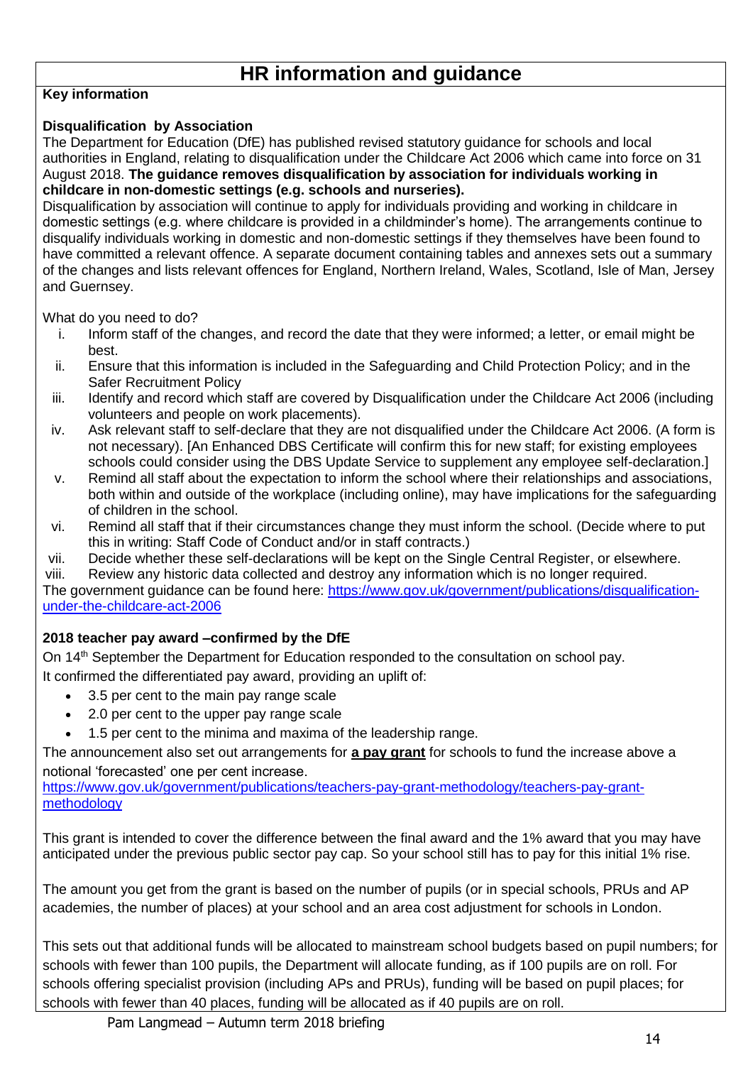# HR information and guidance

**Key information**

**Disqualification by Association**

The Department for Education (DfE) has published revised statutory guidance for schools and local authorities in England, relating to disqualification under the Childcare Act 2006 which came into force on 31 August 2018. **The guidance removes disqualification by association for individuals working in childcare in non-domestic settings (e.g. schools and nurseries).**

Disqualification by association will continue to apply for individuals providing and working in childcare in domestic settings (e.g. where childcare is provided in a childminder's home). The arrangements continue to disqualify individuals working in domestic and non-domestic settings if they themselves have been found to have committed a relevant offence. A separate document containing tables and annexes sets out a summary of the changes and lists relevant offences for England, Northern Ireland, Wales, Scotland, Isle of Man, Jersey and Guernsey.

What do you need to do?

i. Inform staff of the changes, and record the date that they were informed; a letter, or email might be best.
ii. Ensure that this information is included in the Safeguarding and Child Protection Policy; and in the Safer Recruitment Policy
iii. Identify and record which staff are covered by Disqualification under the Childcare Act 2006 (including volunteers and people on work placements).
iv. Ask relevant staff to self-declare that they are not disqualified under the Childcare Act 2006. (A form is not necessary). [An Enhanced DBS Certificate will confirm this for new staff; for existing employees schools could consider using the DBS Update Service to supplement any employee self-declaration.]
v. Remind all staff about the expectation to inform the school where their relationships and associations, both within and outside of the workplace (including online), may have implications for the safeguarding of children in the school.
vi. Remind all staff that if their circumstances change they must inform the school. (Decide where to put this in writing: Staff Code of Conduct and/or in staff contracts.)
vii. Decide whether these self-declarations will be kept on the Single Central Register, or elsewhere.
viii. Review any historic data collected and destroy any information which is no longer required.

The government guidance can be found here: https://www.gov.uk/government/publications/disqualification-under-the-childcare-act-2006

**2018 teacher pay award –confirmed by the DfE**

On 14th September the Department for Education responded to the consultation on school pay.
It confirmed the differentiated pay award, providing an uplift of:

- 3.5 per cent to the main pay range scale
- 2.0 per cent to the upper pay range scale
- 1.5 per cent to the minima and maxima of the leadership range.

The announcement also set out arrangements for **a pay grant** for schools to fund the increase above a notional 'forecasted' one per cent increase.
https://www.gov.uk/government/publications/teachers-pay-grant-methodology/teachers-pay-grant-methodology

This grant is intended to cover the difference between the final award and the 1% award that you may have anticipated under the previous public sector pay cap. So your school still has to pay for this initial 1% rise.

The amount you get from the grant is based on the number of pupils (or in special schools, PRUs and AP academies, the number of places) at your school and an area cost adjustment for schools in London.

This sets out that additional funds will be allocated to mainstream school budgets based on pupil numbers; for schools with fewer than 100 pupils, the Department will allocate funding, as if 100 pupils are on roll. For schools offering specialist provision (including APs and PRUs), funding will be based on pupil places; for schools with fewer than 40 places, funding will be allocated as if 40 pupils are on roll.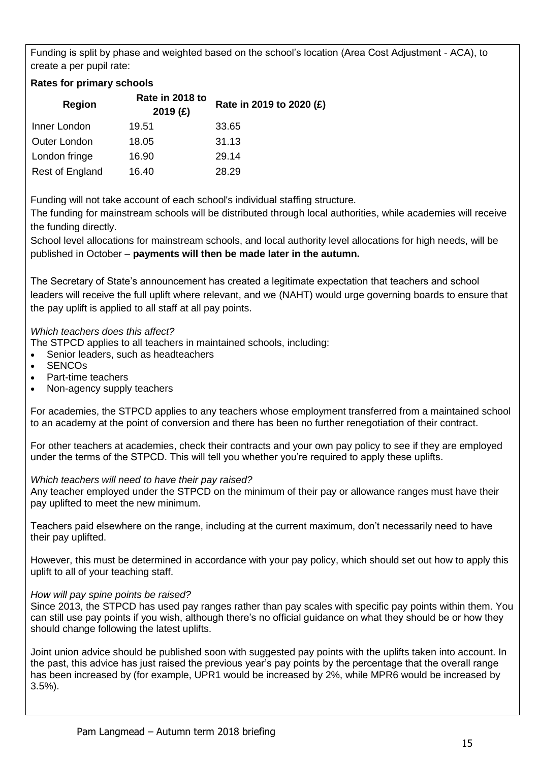Funding is split by phase and weighted based on the school's location (Area Cost Adjustment - ACA), to create a per pupil rate:

**Rates for primary schools**

| Region | Rate in 2018 to 2019 (£) | Rate in 2019 to 2020 (£) |
|---|---|---|
| Inner London | 19.51 | 33.65 |
| Outer London | 18.05 | 31.13 |
| London fringe | 16.90 | 29.14 |
| Rest of England | 16.40 | 28.29 |

Funding will not take account of each school's individual staffing structure.
The funding for mainstream schools will be distributed through local authorities, while academies will receive the funding directly.
School level allocations for mainstream schools, and local authority level allocations for high needs, will be published in October – **payments will then be made later in the autumn.**

The Secretary of State's announcement has created a legitimate expectation that teachers and school leaders will receive the full uplift where relevant, and we (NAHT) would urge governing boards to ensure that the pay uplift is applied to all staff at all pay points.

*Which teachers does this affect?*
The STPCD applies to all teachers in maintained schools, including:

- Senior leaders, such as headteachers
- SENCOs
- Part-time teachers
- Non-agency supply teachers

For academies, the STPCD applies to any teachers whose employment transferred from a maintained school to an academy at the point of conversion and there has been no further renegotiation of their contract.

For other teachers at academies, check their contracts and your own pay policy to see if they are employed under the terms of the STPCD. This will tell you whether you're required to apply these uplifts.

*Which teachers will need to have their pay raised?*
Any teacher employed under the STPCD on the minimum of their pay or allowance ranges must have their pay uplifted to meet the new minimum.

Teachers paid elsewhere on the range, including at the current maximum, don't necessarily need to have their pay uplifted.

However, this must be determined in accordance with your pay policy, which should set out how to apply this uplift to all of your teaching staff.

*How will pay spine points be raised?*
Since 2013, the STPCD has used pay ranges rather than pay scales with specific pay points within them. You can still use pay points if you wish, although there's no official guidance on what they should be or how they should change following the latest uplifts.

Joint union advice should be published soon with suggested pay points with the uplifts taken into account. In the past, this advice has just raised the previous year's pay points by the percentage that the overall range has been increased by (for example, UPR1 would be increased by 2%, while MPR6 would be increased by 3.5%).

Pam Langmead – Autumn term 2018 briefing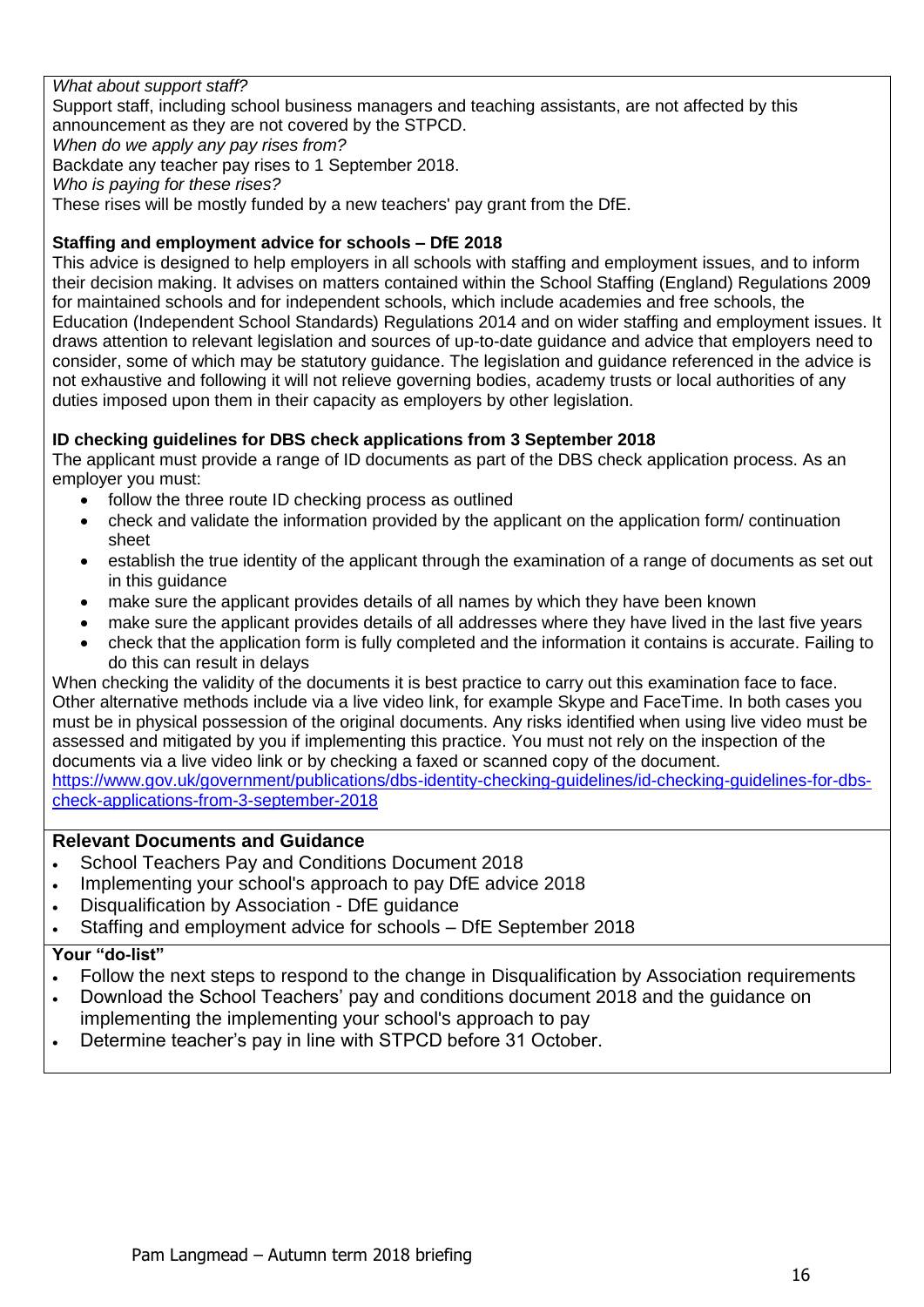*What about support staff?*

Support staff, including school business managers and teaching assistants, are not affected by this announcement as they are not covered by the STPCD.

*When do we apply any pay rises from?*

Backdate any teacher pay rises to 1 September 2018.

*Who is paying for these rises?*

These rises will be mostly funded by a new teachers' pay grant from the DfE.

**Staffing and employment advice for schools – DfE 2018**

This advice is designed to help employers in all schools with staffing and employment issues, and to inform their decision making. It advises on matters contained within the School Staffing (England) Regulations 2009 for maintained schools and for independent schools, which include academies and free schools, the Education (Independent School Standards) Regulations 2014 and on wider staffing and employment issues. It draws attention to relevant legislation and sources of up-to-date guidance and advice that employers need to consider, some of which may be statutory guidance. The legislation and guidance referenced in the advice is not exhaustive and following it will not relieve governing bodies, academy trusts or local authorities of any duties imposed upon them in their capacity as employers by other legislation.

**ID checking guidelines for DBS check applications from 3 September 2018**

The applicant must provide a range of ID documents as part of the DBS check application process. As an employer you must:

- follow the three route ID checking process as outlined
- check and validate the information provided by the applicant on the application form/ continuation sheet
- establish the true identity of the applicant through the examination of a range of documents as set out in this guidance
- make sure the applicant provides details of all names by which they have been known
- make sure the applicant provides details of all addresses where they have lived in the last five years
- check that the application form is fully completed and the information it contains is accurate. Failing to do this can result in delays

When checking the validity of the documents it is best practice to carry out this examination face to face. Other alternative methods include via a live video link, for example Skype and FaceTime. In both cases you must be in physical possession of the original documents. Any risks identified when using live video must be assessed and mitigated by you if implementing this practice. You must not rely on the inspection of the documents via a live video link or by checking a faxed or scanned copy of the document.

https://www.gov.uk/government/publications/dbs-identity-checking-guidelines/id-checking-guidelines-for-dbs-check-applications-from-3-september-2018

### Relevant Documents and Guidance

- School Teachers Pay and Conditions Document 2018
- Implementing your school's approach to pay DfE advice 2018
- Disqualification by Association - DfE guidance
- Staffing and employment advice for schools – DfE September 2018

**Your "do-list"**

- Follow the next steps to respond to the change in Disqualification by Association requirements
- Download the School Teachers' pay and conditions document 2018 and the guidance on implementing the implementing your school's approach to pay
- Determine teacher's pay in line with STPCD before 31 October.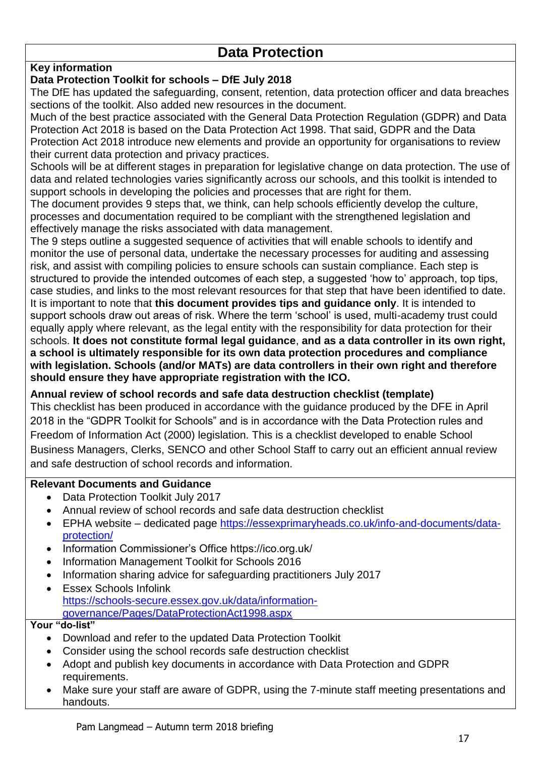# Data Protection

**Key information**

**Data Protection Toolkit for schools – DfE July 2018**

The DfE has updated the safeguarding, consent, retention, data protection officer and data breaches sections of the toolkit. Also added new resources in the document.

Much of the best practice associated with the General Data Protection Regulation (GDPR) and Data Protection Act 2018 is based on the Data Protection Act 1998. That said, GDPR and the Data Protection Act 2018 introduce new elements and provide an opportunity for organisations to review their current data protection and privacy practices.

Schools will be at different stages in preparation for legislative change on data protection. The use of data and related technologies varies significantly across our schools, and this toolkit is intended to support schools in developing the policies and processes that are right for them.

The document provides 9 steps that, we think, can help schools efficiently develop the culture, processes and documentation required to be compliant with the strengthened legislation and effectively manage the risks associated with data management.

The 9 steps outline a suggested sequence of activities that will enable schools to identify and monitor the use of personal data, undertake the necessary processes for auditing and assessing risk, and assist with compiling policies to ensure schools can sustain compliance. Each step is structured to provide the intended outcomes of each step, a suggested 'how to' approach, top tips, case studies, and links to the most relevant resources for that step that have been identified to date.

It is important to note that **this document provides tips and guidance only**. It is intended to support schools draw out areas of risk. Where the term 'school' is used, multi-academy trust could equally apply where relevant, as the legal entity with the responsibility for data protection for their schools. **It does not constitute formal legal guidance**, **and as a data controller in its own right, a school is ultimately responsible for its own data protection procedures and compliance with legislation. Schools (and/or MATs) are data controllers in their own right and therefore should ensure they have appropriate registration with the ICO.**

**Annual review of school records and safe data destruction checklist (template)**

This checklist has been produced in accordance with the guidance produced by the DFE in April 2018 in the "GDPR Toolkit for Schools" and is in accordance with the Data Protection rules and Freedom of Information Act (2000) legislation. This is a checklist developed to enable School Business Managers, Clerks, SENCO and other School Staff to carry out an efficient annual review and safe destruction of school records and information.

**Relevant Documents and Guidance**

- Data Protection Toolkit July 2017
- Annual review of school records and safe data destruction checklist
- EPHA website – dedicated page https://essexprimaryheads.co.uk/info-and-documents/data-protection/
- Information Commissioner's Office https://ico.org.uk/
- Information Management Toolkit for Schools 2016
- Information sharing advice for safeguarding practitioners July 2017
- Essex Schools Infolink https://schools-secure.essex.gov.uk/data/information-governance/Pages/DataProtectionAct1998.aspx

**Your "do-list"**

- Download and refer to the updated Data Protection Toolkit
- Consider using the school records safe destruction checklist
- Adopt and publish key documents in accordance with Data Protection and GDPR requirements.
- Make sure your staff are aware of GDPR, using the 7-minute staff meeting presentations and handouts.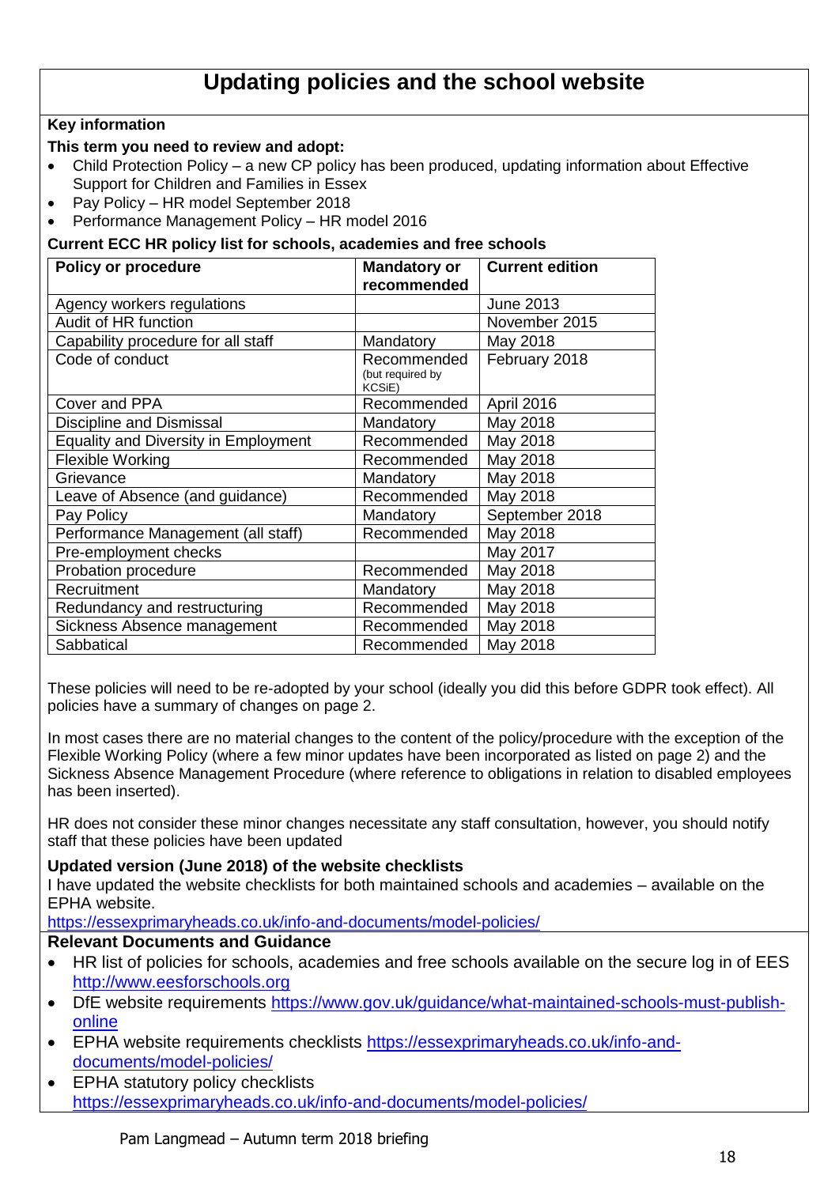# Updating policies and the school website

**Key information**

**This term you need to review and adopt:**

- Child Protection Policy – a new CP policy has been produced, updating information about Effective Support for Children and Families in Essex
- Pay Policy – HR model September 2018
- Performance Management Policy – HR model 2016

**Current ECC HR policy list for schools, academies and free schools**

| Policy or procedure | Mandatory or recommended | Current edition |
|---|---|---|
| Agency workers regulations | | June 2013 |
| Audit of HR function | | November 2015 |
| Capability procedure for all staff | Mandatory | May 2018 |
| Code of conduct | Recommended (but required by KCSiE) | February 2018 |
| Cover and PPA | Recommended | April 2016 |
| Discipline and Dismissal | Mandatory | May 2018 |
| Equality and Diversity in Employment | Recommended | May 2018 |
| Flexible Working | Recommended | May 2018 |
| Grievance | Mandatory | May 2018 |
| Leave of Absence (and guidance) | Recommended | May 2018 |
| Pay Policy | Mandatory | September 2018 |
| Performance Management (all staff) | Recommended | May 2018 |
| Pre-employment checks | | May 2017 |
| Probation procedure | Recommended | May 2018 |
| Recruitment | Mandatory | May 2018 |
| Redundancy and restructuring | Recommended | May 2018 |
| Sickness Absence management | Recommended | May 2018 |
| Sabbatical | Recommended | May 2018 |

These policies will need to be re-adopted by your school (ideally you did this before GDPR took effect). All policies have a summary of changes on page 2.

In most cases there are no material changes to the content of the policy/procedure with the exception of the Flexible Working Policy (where a few minor updates have been incorporated as listed on page 2) and the Sickness Absence Management Procedure (where reference to obligations in relation to disabled employees has been inserted).

HR does not consider these minor changes necessitate any staff consultation, however, you should notify staff that these policies have been updated

**Updated version (June 2018) of the website checklists**

I have updated the website checklists for both maintained schools and academies – available on the EPHA website.

https://essexprimaryheads.co.uk/info-and-documents/model-policies/

**Relevant Documents and Guidance**

- HR list of policies for schools, academies and free schools available on the secure log in of EES http://www.eesforschools.org
- DfE website requirements https://www.gov.uk/guidance/what-maintained-schools-must-publish-online
- EPHA website requirements checklists https://essexprimaryheads.co.uk/info-and-documents/model-policies/
- EPHA statutory policy checklists https://essexprimaryheads.co.uk/info-and-documents/model-policies/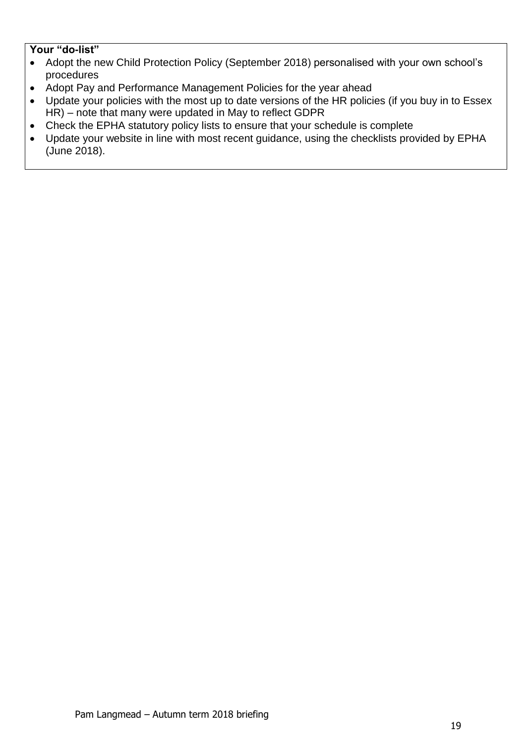**Your “do-list”**

- Adopt the new Child Protection Policy (September 2018) personalised with your own school’s procedures
- Adopt Pay and Performance Management Policies for the year ahead
- Update your policies with the most up to date versions of the HR policies (if you buy in to Essex HR) – note that many were updated in May to reflect GDPR
- Check the EPHA statutory policy lists to ensure that your schedule is complete
- Update your website in line with most recent guidance, using the checklists provided by EPHA (June 2018).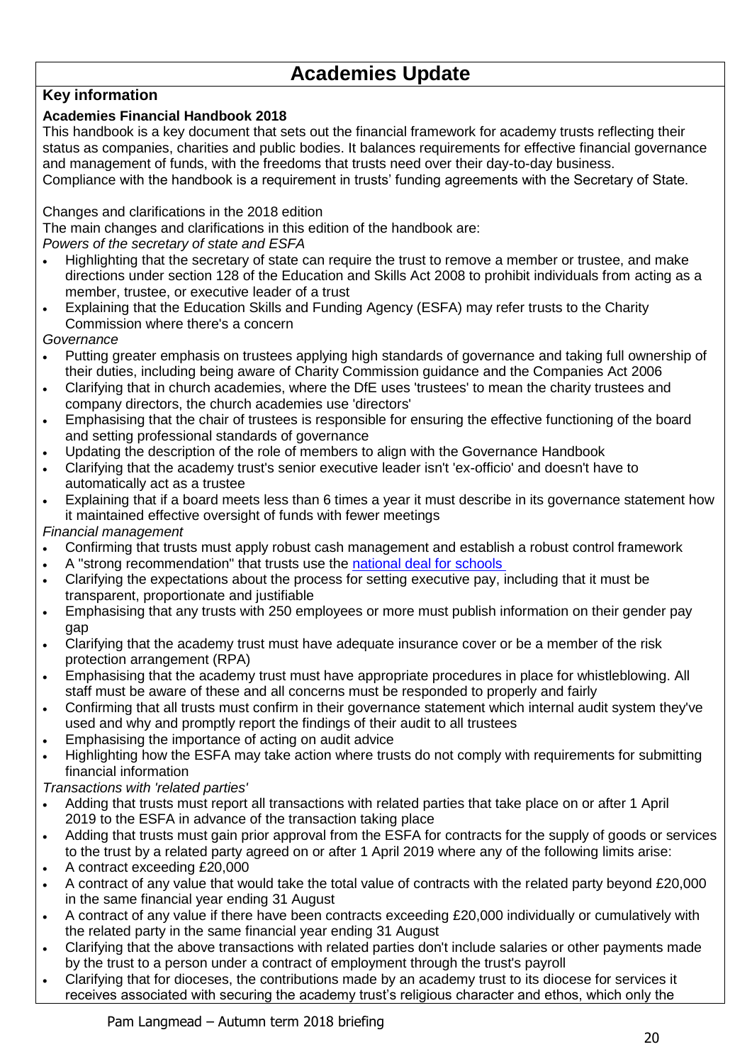# Academies Update

## Key information

### Academies Financial Handbook 2018

This handbook is a key document that sets out the financial framework for academy trusts reflecting their status as companies, charities and public bodies. It balances requirements for effective financial governance and management of funds, with the freedoms that trusts need over their day-to-day business.
Compliance with the handbook is a requirement in trusts' funding agreements with the Secretary of State.

Changes and clarifications in the 2018 edition
The main changes and clarifications in this edition of the handbook are:
*Powers of the secretary of state and ESFA*

- Highlighting that the secretary of state can require the trust to remove a member or trustee, and make directions under section 128 of the Education and Skills Act 2008 to prohibit individuals from acting as a member, trustee, or executive leader of a trust
- Explaining that the Education Skills and Funding Agency (ESFA) may refer trusts to the Charity Commission where there's a concern

*Governance*

- Putting greater emphasis on trustees applying high standards of governance and taking full ownership of their duties, including being aware of Charity Commission guidance and the Companies Act 2006
- Clarifying that in church academies, where the DfE uses 'trustees' to mean the charity trustees and company directors, the church academies use 'directors'
- Emphasising that the chair of trustees is responsible for ensuring the effective functioning of the board and setting professional standards of governance
- Updating the description of the role of members to align with the Governance Handbook
- Clarifying that the academy trust's senior executive leader isn't 'ex-officio' and doesn't have to automatically act as a trustee
- Explaining that if a board meets less than 6 times a year it must describe in its governance statement how it maintained effective oversight of funds with fewer meetings

*Financial management*

- Confirming that trusts must apply robust cash management and establish a robust control framework
- A "strong recommendation" that trusts use the national deal for schools
- Clarifying the expectations about the process for setting executive pay, including that it must be transparent, proportionate and justifiable
- Emphasising that any trusts with 250 employees or more must publish information on their gender pay gap
- Clarifying that the academy trust must have adequate insurance cover or be a member of the risk protection arrangement (RPA)
- Emphasising that the academy trust must have appropriate procedures in place for whistleblowing. All staff must be aware of these and all concerns must be responded to properly and fairly
- Confirming that all trusts must confirm in their governance statement which internal audit system they've used and why and promptly report the findings of their audit to all trustees
- Emphasising the importance of acting on audit advice
- Highlighting how the ESFA may take action where trusts do not comply with requirements for submitting financial information

*Transactions with 'related parties'*

- Adding that trusts must report all transactions with related parties that take place on or after 1 April 2019 to the ESFA in advance of the transaction taking place
- Adding that trusts must gain prior approval from the ESFA for contracts for the supply of goods or services to the trust by a related party agreed on or after 1 April 2019 where any of the following limits arise:
- A contract exceeding £20,000
- A contract of any value that would take the total value of contracts with the related party beyond £20,000 in the same financial year ending 31 August
- A contract of any value if there have been contracts exceeding £20,000 individually or cumulatively with the related party in the same financial year ending 31 August
- Clarifying that the above transactions with related parties don't include salaries or other payments made by the trust to a person under a contract of employment through the trust's payroll
- Clarifying that for dioceses, the contributions made by an academy trust to its diocese for services it receives associated with securing the academy trust's religious character and ethos, which only the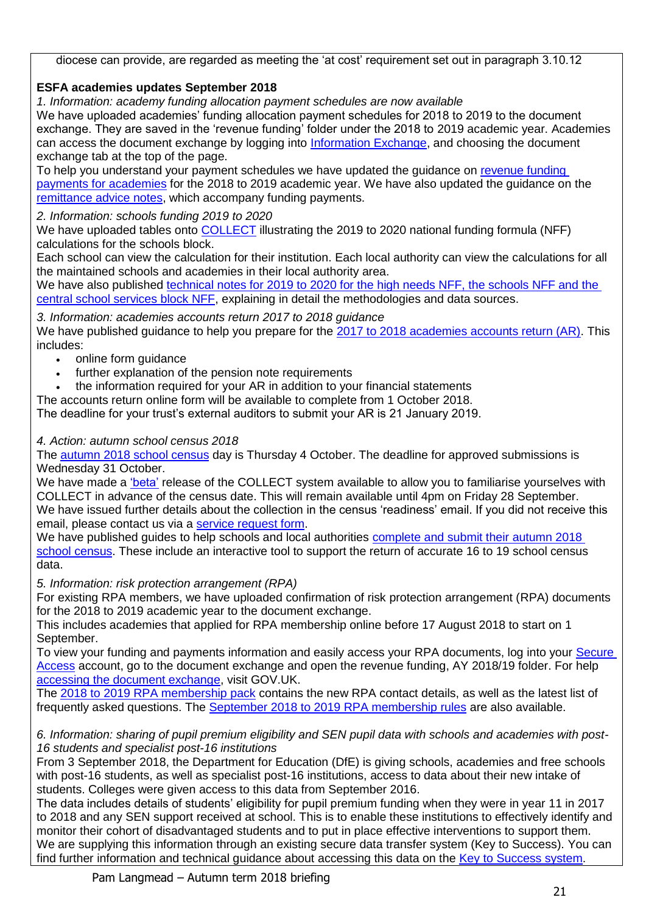diocese can provide, are regarded as meeting the 'at cost' requirement set out in paragraph 3.10.12

**ESFA academies updates September 2018**

*1. Information: academy funding allocation payment schedules are now available*

We have uploaded academies' funding allocation payment schedules for 2018 to 2019 to the document exchange. They are saved in the 'revenue funding' folder under the 2018 to 2019 academic year. Academies can access the document exchange by logging into Information Exchange, and choosing the document exchange tab at the top of the page.

To help you understand your payment schedules we have updated the guidance on revenue funding payments for academies for the 2018 to 2019 academic year. We have also updated the guidance on the remittance advice notes, which accompany funding payments.

*2. Information: schools funding 2019 to 2020*

We have uploaded tables onto COLLECT illustrating the 2019 to 2020 national funding formula (NFF) calculations for the schools block.

Each school can view the calculation for their institution. Each local authority can view the calculations for all the maintained schools and academies in their local authority area.

We have also published technical notes for 2019 to 2020 for the high needs NFF, the schools NFF and the central school services block NFF, explaining in detail the methodologies and data sources.

*3. Information: academies accounts return 2017 to 2018 guidance*

We have published guidance to help you prepare for the 2017 to 2018 academies accounts return (AR). This includes:

- online form guidance
- further explanation of the pension note requirements
- the information required for AR in addition to your financial statements

The accounts return online form will be available to complete from 1 October 2018.

The deadline for your trust's external auditors to submit your AR is 21 January 2019.

*4. Action: autumn school census 2018*

The autumn 2018 school census day is Thursday 4 October. The deadline for approved submissions is Wednesday 31 October.

We have made a 'beta' release of the COLLECT system available to allow you to familiarise yourselves with COLLECT in advance of the census date. This will remain available until 4pm on Friday 28 September.

We have issued further details about the collection in the census 'readiness' email. If you did not receive this email, please contact us via a service request form.

We have published guides to help schools and local authorities complete and submit their autumn 2018 school census. These include an interactive tool to support the return of accurate 16 to 19 school census data.

*5. Information: risk protection arrangement (RPA)*

For existing RPA members, we have uploaded confirmation of risk protection arrangement (RPA) documents for the 2018 to 2019 academic year to the document exchange.

This includes academies that applied for RPA membership online before 17 August 2018 to start on 1 September.

To view your funding and payments information and easily access your RPA documents, log into your Secure Access account, go to the document exchange and open the revenue funding, AY 2018/19 folder. For help accessing the document exchange, visit GOV.UK.

The 2018 to 2019 RPA membership pack contains the new RPA contact details, as well as the latest list of frequently asked questions. The September 2018 to 2019 RPA membership rules are also available.

*6. Information: sharing of pupil premium eligibility and SEN pupil data with schools and academies with post-16 students and specialist post-16 institutions*

From 3 September 2018, the Department for Education (DfE) is giving schools, academies and free schools with post-16 students, as well as specialist post-16 institutions, access to data about their new intake of students. Colleges were given access to this data from September 2016.

The data includes details of students' eligibility for pupil premium funding when they were in year 11 in 2017 to 2018 and any SEN support received at school. This is to enable these institutions to effectively identify and monitor their cohort of disadvantaged students and to put in place effective interventions to support them.

We are supplying this information through an existing secure data transfer system (Key to Success). You can find further information and technical guidance about accessing this data on the Key to Success system.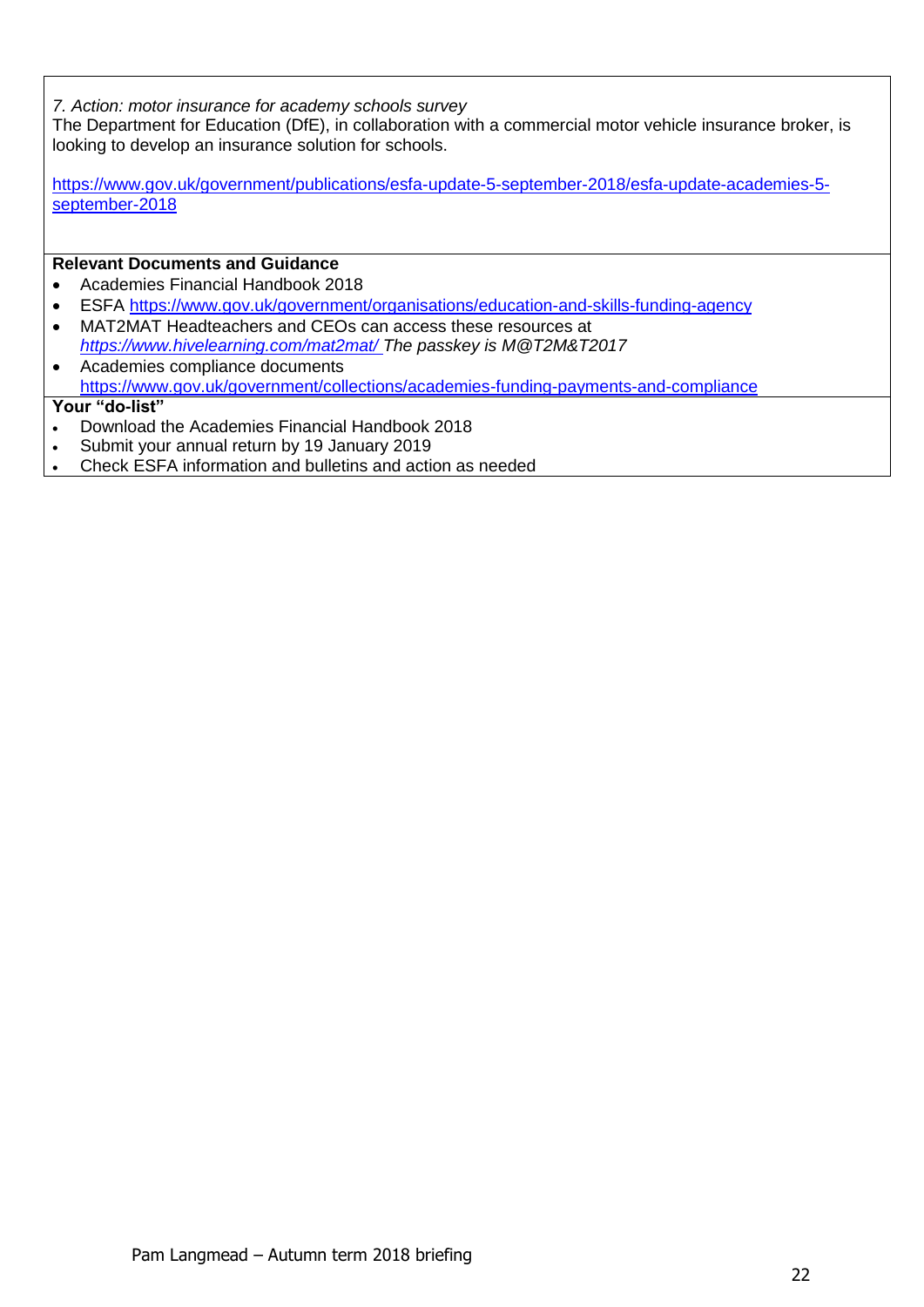*7. Action: motor insurance for academy schools survey*
The Department for Education (DfE), in collaboration with a commercial motor vehicle insurance broker, is looking to develop an insurance solution for schools.

https://www.gov.uk/government/publications/esfa-update-5-september-2018/esfa-update-academies-5-september-2018

**Relevant Documents and Guidance**

- Academies Financial Handbook 2018
- ESFA https://www.gov.uk/government/organisations/education-and-skills-funding-agency
- MAT2MAT Headteachers and CEOs can access these resources at *https://www.hivelearning.com/mat2mat/ The passkey is M@T2M&T2017*
- Academies compliance documents https://www.gov.uk/government/collections/academies-funding-payments-and-compliance

**Your "do-list"**

- Download the Academies Financial Handbook 2018
- Submit your annual return by 19 January 2019
- Check ESFA information and bulletins and action as needed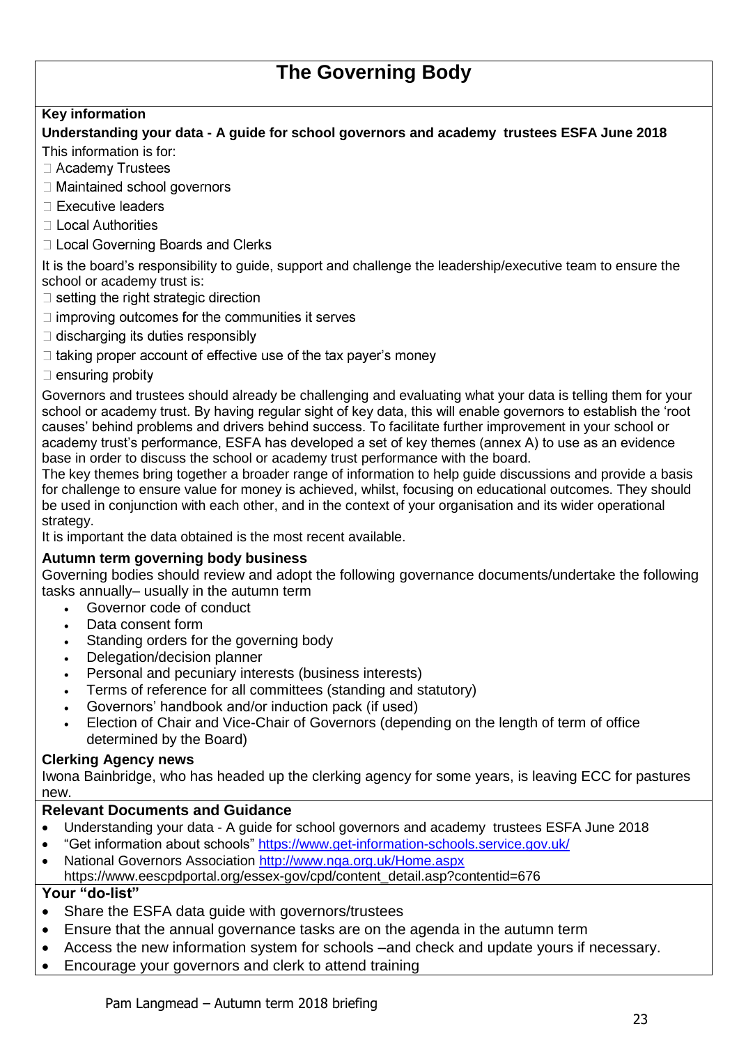# The Governing Body

**Key information**

**Understanding your data - A guide for school governors and academy trustees ESFA June 2018**

This information is for:

- Academy Trustees
- Maintained school governors
- Executive leaders
- Local Authorities
- Local Governing Boards and Clerks

It is the board's responsibility to guide, support and challenge the leadership/executive team to ensure the school or academy trust is:

- setting the right strategic direction
- improving outcomes for the communities it serves
- discharging its duties responsibly
- taking proper account of effective use of the tax payer's money
- ensuring probity

Governors and trustees should already be challenging and evaluating what your data is telling them for your school or academy trust. By having regular sight of key data, this will enable governors to establish the 'root causes' behind problems and drivers behind success. To facilitate further improvement in your school or academy trust's performance, ESFA has developed a set of key themes (annex A) to use as an evidence base in order to discuss the school or academy trust performance with the board.

The key themes bring together a broader range of information to help guide discussions and provide a basis for challenge to ensure value for money is achieved, whilst, focusing on educational outcomes. They should be used in conjunction with each other, and in the context of your organisation and its wider operational strategy.

It is important the data obtained is the most recent available.

**Autumn term governing body business**

Governing bodies should review and adopt the following governance documents/undertake the following tasks annually– usually in the autumn term

- Governor code of conduct
- Data consent form
- Standing orders for the governing body
- Delegation/decision planner
- Personal and pecuniary interests (business interests)
- Terms of reference for all committees (standing and statutory)
- Governors' handbook and/or induction pack (if used)
- Election of Chair and Vice-Chair of Governors (depending on the length of term of office determined by the Board)

**Clerking Agency news**

Iwona Bainbridge, who has headed up the clerking agency for some years, is leaving ECC for pastures new.

**Relevant Documents and Guidance**

- Understanding your data - A guide for school governors and academy trustees ESFA June 2018
- "Get information about schools" https://www.get-information-schools.service.gov.uk/
- National Governors Association http://www.nga.org.uk/Home.aspx
  https://www.eescpdportal.org/essex-gov/cpd/content_detail.asp?contentid=676

**Your "do-list"**

- Share the ESFA data guide with governors/trustees
- Ensure that the annual governance tasks are on the agenda in the autumn term
- Access the new information system for schools –and check and update yours if necessary.
- Encourage your governors and clerk to attend training

Pam Langmead – Autumn term 2018 briefing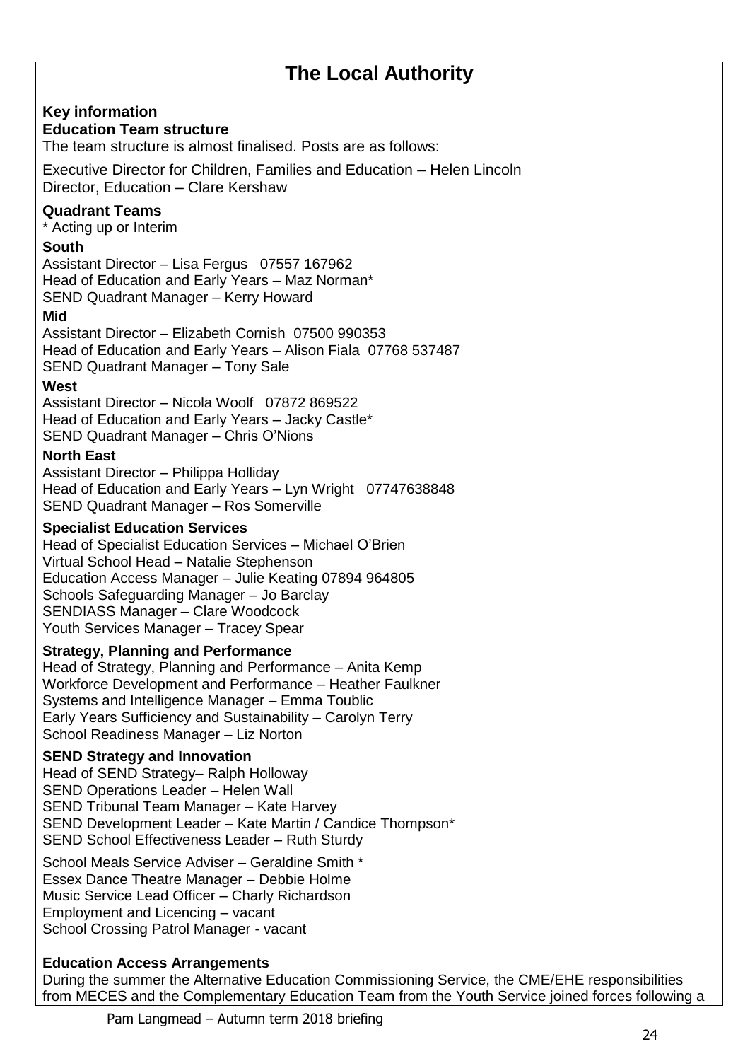# The Local Authority

**Key information**

**Education Team structure**

The team structure is almost finalised. Posts are as follows:

Executive Director for Children, Families and Education – Helen Lincoln
Director, Education – Clare Kershaw

**Quadrant Teams**

* Acting up or Interim

**South**

Assistant Director – Lisa Fergus 07557 167962
Head of Education and Early Years – Maz Norman*
SEND Quadrant Manager – Kerry Howard

**Mid**

Assistant Director – Elizabeth Cornish 07500 990353
Head of Education and Early Years – Alison Fiala 07768 537487
SEND Quadrant Manager – Tony Sale

**West**

Assistant Director – Nicola Woolf 07872 869522
Head of Education and Early Years – Jacky Castle*
SEND Quadrant Manager – Chris O'Nions

**North East**

Assistant Director – Philippa Holliday
Head of Education and Early Years – Lyn Wright 07747638848
SEND Quadrant Manager – Ros Somerville

**Specialist Education Services**

Head of Specialist Education Services – Michael O'Brien
Virtual School Head – Natalie Stephenson
Education Access Manager – Julie Keating 07894 964805
Schools Safeguarding Manager – Jo Barclay
SENDIASS Manager – Clare Woodcock
Youth Services Manager – Tracey Spear

**Strategy, Planning and Performance**

Head of Strategy, Planning and Performance – Anita Kemp
Workforce Development and Performance – Heather Faulkner
Systems and Intelligence Manager – Emma Toublic
Early Years Sufficiency and Sustainability – Carolyn Terry
School Readiness Manager – Liz Norton

**SEND Strategy and Innovation**

Head of SEND Strategy– Ralph Holloway
SEND Operations Leader – Helen Wall
SEND Tribunal Team Manager – Kate Harvey
SEND Development Leader – Kate Martin / Candice Thompson*
SEND School Effectiveness Leader – Ruth Sturdy

School Meals Service Adviser – Geraldine Smith *
Essex Dance Theatre Manager – Debbie Holme
Music Service Lead Officer – Charly Richardson
Employment and Licencing – vacant
School Crossing Patrol Manager - vacant

**Education Access Arrangements**

During the summer the Alternative Education Commissioning Service, the CME/EHE responsibilities from MECES and the Complementary Education Team from the Youth Service joined forces following a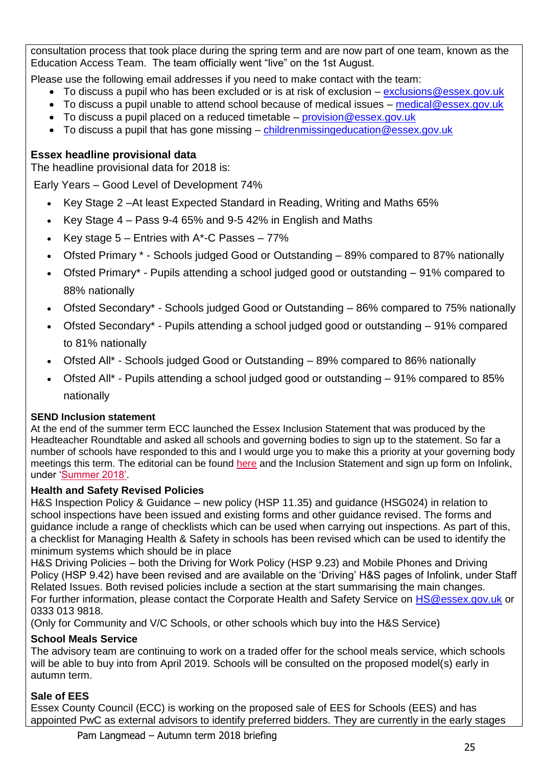consultation process that took place during the spring term and are now part of one team, known as the Education Access Team. The team officially went "live" on the 1st August.

Please use the following email addresses if you need to make contact with the team:

- To discuss a pupil who has been excluded or is at risk of exclusion – exclusions@essex.gov.uk
- To discuss a pupil unable to attend school because of medical issues – medical@essex.gov.uk
- To discuss a pupil placed on a reduced timetable – provision@essex.gov.uk
- To discuss a pupil that has gone missing – childrenmissingeducation@essex.gov.uk

**Essex headline provisional data**

The headline provisional data for 2018 is:

Early Years – Good Level of Development 74%

- Key Stage 2 –At least Expected Standard in Reading, Writing and Maths 65%
- Key Stage 4 – Pass 9-4 65% and 9-5 42% in English and Maths
- Key stage 5 – Entries with A*-C Passes – 77%
- Ofsted Primary * - Schools judged Good or Outstanding – 89% compared to 87% nationally
- Ofsted Primary* - Pupils attending a school judged good or outstanding – 91% compared to 88% nationally
- Ofsted Secondary* - Schools judged Good or Outstanding – 86% compared to 75% nationally
- Ofsted Secondary* - Pupils attending a school judged good or outstanding – 91% compared to 81% nationally
- Ofsted All* - Schools judged Good or Outstanding – 89% compared to 86% nationally
- Ofsted All* - Pupils attending a school judged good or outstanding – 91% compared to 85% nationally

**SEND Inclusion statement**

At the end of the summer term ECC launched the Essex Inclusion Statement that was produced by the Headteacher Roundtable and asked all schools and governing bodies to sign up to the statement. So far a number of schools have responded to this and I would urge you to make this a priority at your governing body meetings this term. The editorial can be found here and the Inclusion Statement and sign up form on Infolink, under 'Summer 2018'.

**Health and Safety Revised Policies**

H&S Inspection Policy & Guidance – new policy (HSP 11.35) and guidance (HSG024) in relation to school inspections have been issued and existing forms and other guidance revised. The forms and guidance include a range of checklists which can be used when carrying out inspections. As part of this, a checklist for Managing Health & Safety in schools has been revised which can be used to identify the minimum systems which should be in place

H&S Driving Policies – both the Driving for Work Policy (HSP 9.23) and Mobile Phones and Driving Policy (HSP 9.42) have been revised and are available on the 'Driving' H&S pages of Infolink, under Staff Related Issues. Both revised policies include a section at the start summarising the main changes.

For further information, please contact the Corporate Health and Safety Service on HS@essex.gov.uk or 0333 013 9818.

(Only for Community and V/C Schools, or other schools which buy into the H&S Service)

**School Meals Service**

The advisory team are continuing to work on a traded offer for the school meals service, which schools will be able to buy into from April 2019. Schools will be consulted on the proposed model(s) early in autumn term.

**Sale of EES**

Essex County Council (ECC) is working on the proposed sale of EES for Schools (EES) and has appointed PwC as external advisors to identify preferred bidders. They are currently in the early stages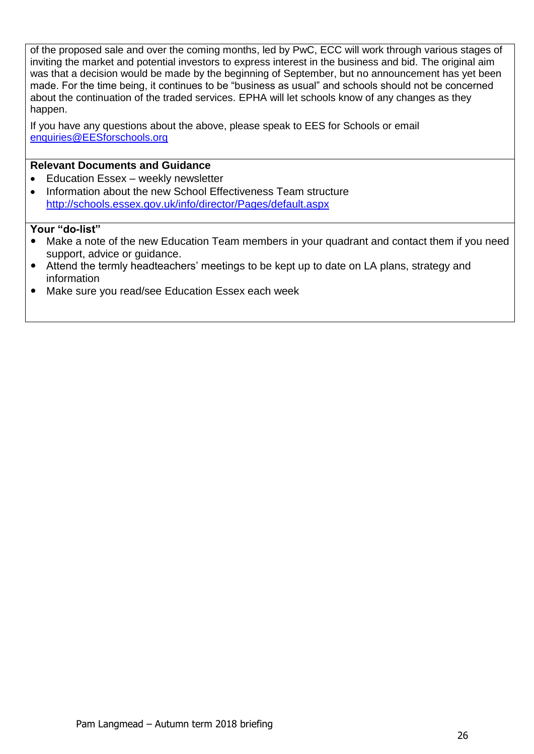of the proposed sale and over the coming months, led by PwC, ECC will work through various stages of inviting the market and potential investors to express interest in the business and bid. The original aim was that a decision would be made by the beginning of September, but no announcement has yet been made. For the time being, it continues to be "business as usual" and schools should not be concerned about the continuation of the traded services. EPHA will let schools know of any changes as they happen.

If you have any questions about the above, please speak to EES for Schools or email [enquiries@EESforschools.org](mailto:enquiries@EESforschools.org)

**Relevant Documents and Guidance**

- Education Essex – weekly newsletter
- Information about the new School Effectiveness Team structure [http://schools.essex.gov.uk/info/director/Pages/default.aspx](http://schools.essex.gov.uk/info/director/Pages/default.aspx)

**Your "do-list"**

- Make a note of the new Education Team members in your quadrant and contact them if you need support, advice or guidance.
- Attend the termly headteachers' meetings to be kept up to date on LA plans, strategy and information
- Make sure you read/see Education Essex each week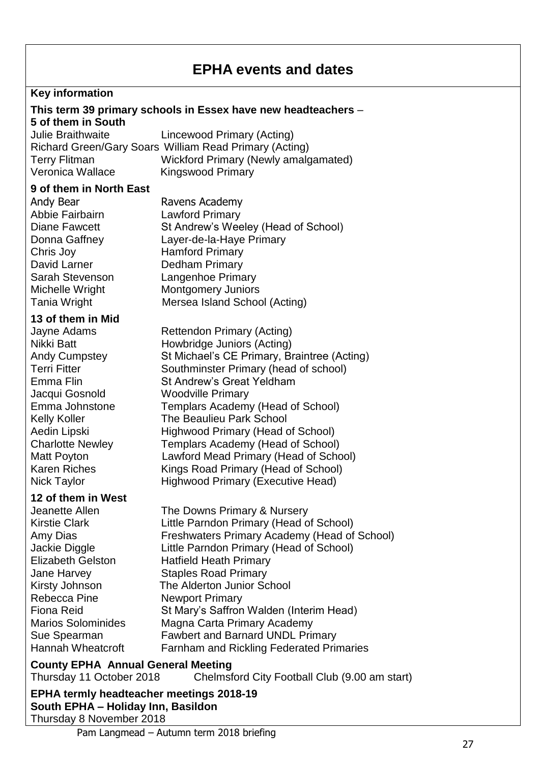# EPHA events and dates

**Key information**

**This term 39 primary schools in Essex have new headteachers – 5 of them in South**

| | |
|---|---|
| Julie Braithwaite | Lincewood Primary (Acting) |
| Richard Green/Gary Soars | William Read Primary (Acting) |
| Terry Flitman | Wickford Primary (Newly amalgamated) |
| Veronica Wallace | Kingswood Primary |

**9 of them in North East**

| | |
|---|---|
| Andy Bear | Ravens Academy |
| Abbie Fairbairn | Lawford Primary |
| Diane Fawcett | St Andrew's Weeley (Head of School) |
| Donna Gaffney | Layer-de-la-Haye Primary |
| Chris Joy | Hamford Primary |
| David Larner | Dedham Primary |
| Sarah Stevenson | Langenhoe Primary |
| Michelle Wright | Montgomery Juniors |
| Tania Wright | Mersea Island School (Acting) |

**13 of them in Mid**

| | |
|---|---|
| Jayne Adams | Rettendon Primary (Acting) |
| Nikki Batt | Howbridge Juniors (Acting) |
| Andy Cumpstey | St Michael's CE Primary, Braintree (Acting) |
| Terri Fitter | Southminster Primary (head of school) |
| Emma Flin | St Andrew's Great Yeldham |
| Jacqui Gosnold | Woodville Primary |
| Emma Johnstone | Templars Academy (Head of School) |
| Kelly Koller | The Beaulieu Park School |
| Aedin Lipski | Highwood Primary (Head of School) |
| Charlotte Newley | Templars Academy (Head of School) |
| Matt Poyton | Lawford Mead Primary (Head of School) |
| Karen Riches | Kings Road Primary (Head of School) |
| Nick Taylor | Highwood Primary (Executive Head) |

**12 of them in West**

| | |
|---|---|
| Jeanette Allen | The Downs Primary & Nursery |
| Kirstie Clark | Little Parndon Primary (Head of School) |
| Amy Dias | Freshwaters Primary Academy (Head of School) |
| Jackie Diggle | Little Parndon Primary (Head of School) |
| Elizabeth Gelston | Hatfield Heath Primary |
| Jane Harvey | Staples Road Primary |
| Kirsty Johnson | The Alderton Junior School |
| Rebecca Pine | Newport Primary |
| Fiona Reid | St Mary's Saffron Walden (Interim Head) |
| Marios Solominides | Magna Carta Primary Academy |
| Sue Spearman | Fawbert and Barnard UNDL Primary |
| Hannah Wheatcroft | Farnham and Rickling Federated Primaries |

**County EPHA Annual General Meeting**
Thursday 11 October 2018 Chelmsford City Football Club (9.00 am start)

**EPHA termly headteacher meetings 2018-19**
**South EPHA – Holiday Inn, Basildon**
Thursday 8 November 2018

Pam Langmead – Autumn term 2018 briefing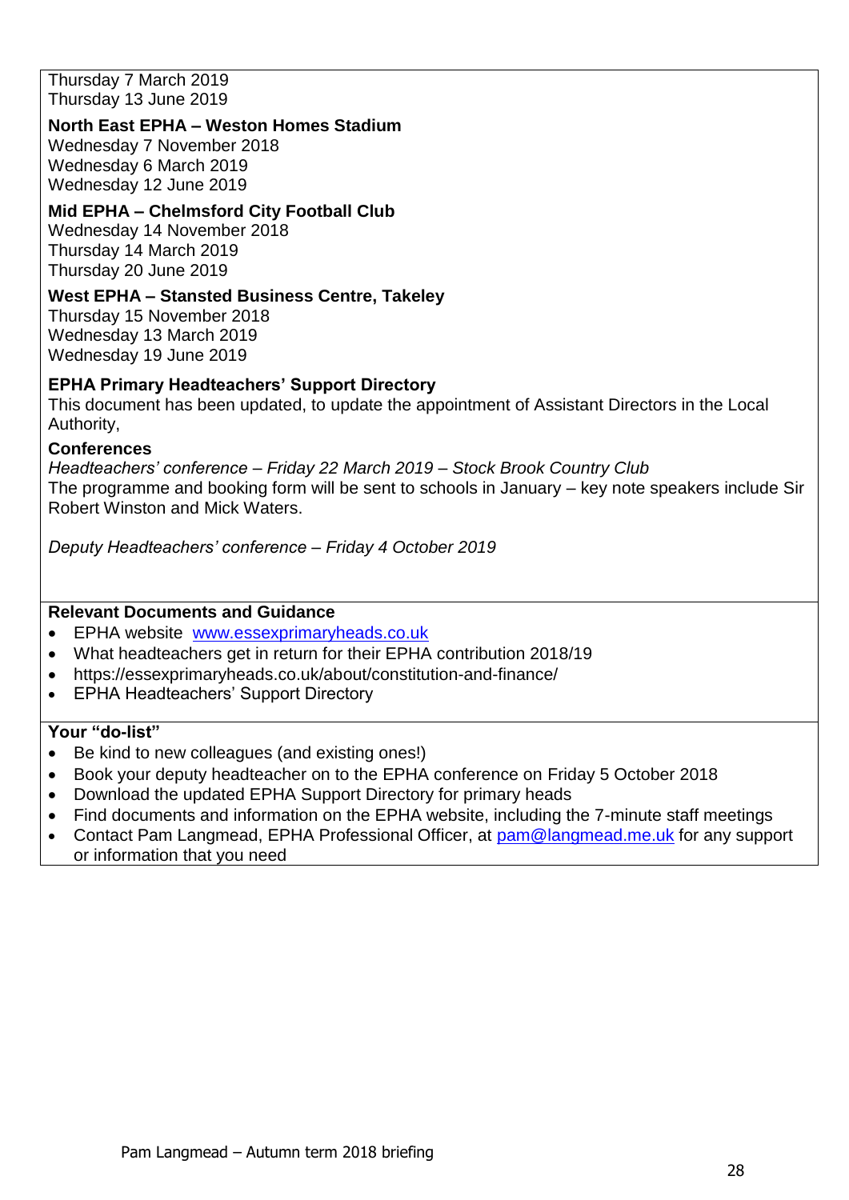Thursday 7 March 2019
Thursday 13 June 2019

**North East EPHA – Weston Homes Stadium**
Wednesday 7 November 2018
Wednesday 6 March 2019
Wednesday 12 June 2019

**Mid EPHA – Chelmsford City Football Club**
Wednesday 14 November 2018
Thursday 14 March 2019
Thursday 20 June 2019

**West EPHA – Stansted Business Centre, Takeley**
Thursday 15 November 2018
Wednesday 13 March 2019
Wednesday 19 June 2019

**EPHA Primary Headteachers' Support Directory**
This document has been updated, to update the appointment of Assistant Directors in the Local Authority,

**Conferences**
*Headteachers' conference – Friday 22 March 2019 – Stock Brook Country Club*
The programme and booking form will be sent to schools in January – key note speakers include Sir Robert Winston and Mick Waters.

*Deputy Headteachers' conference – Friday 4 October 2019*

**Relevant Documents and Guidance**

- EPHA website [www.essexprimaryheads.co.uk](http://www.essexprimaryheads.co.uk)
- What headteachers get in return for their EPHA contribution 2018/19
- https://essexprimaryheads.co.uk/about/constitution-and-finance/
- EPHA Headteachers' Support Directory

**Your "do-list"**

- Be kind to new colleagues (and existing ones!)
- Book your deputy headteacher on to the EPHA conference on Friday 5 October 2018
- Download the updated EPHA Support Directory for primary heads
- Find documents and information on the EPHA website, including the 7-minute staff meetings
- Contact Pam Langmead, EPHA Professional Officer, at [pam@langmead.me.uk](mailto:pam@langmead.me.uk) for any support or information that you need